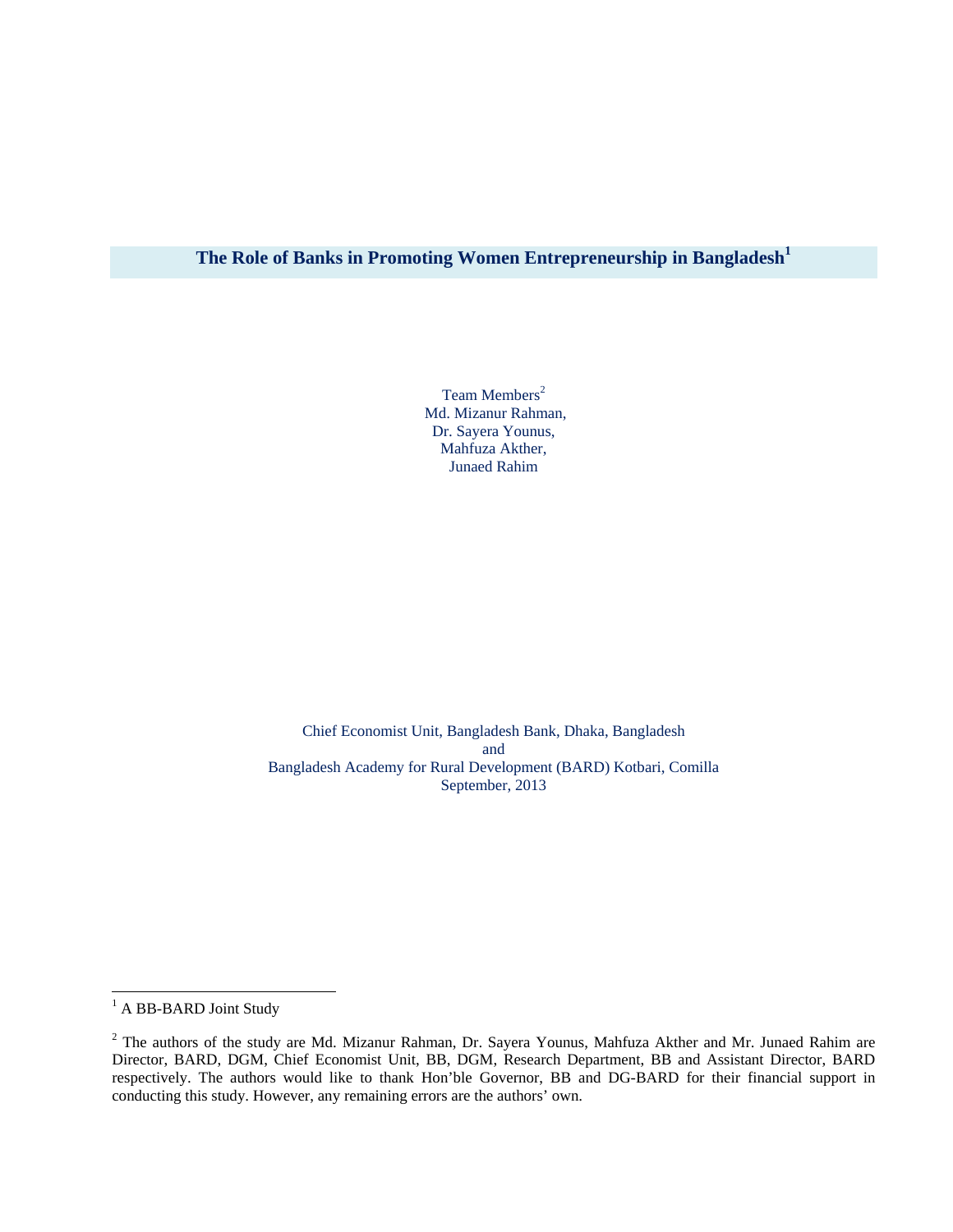# The Role of Banks in Promoting Women Entrepreneurship in Bangladesh[1]

Team Members[2]
Md. Mizanur Rahman,
Dr. Sayera Younus,
Mahfuza Akther,
Junaed Rahim

Chief Economist Unit, Bangladesh Bank, Dhaka, Bangladesh
and
Bangladesh Academy for Rural Development (BARD) Kotbari, Comilla
September, 2013

---

[1] A BB-BARD Joint Study

[2] The authors of the study are Md. Mizanur Rahman, Dr. Sayera Younus, Mahfuza Akther and Mr. Junaed Rahim are Director, BARD, DGM, Chief Economist Unit, BB, DGM, Research Department, BB and Assistant Director, BARD respectively. The authors would like to thank Hon'ble Governor, BB and DG-BARD for their financial support in conducting this study. However, any remaining errors are the authors' own.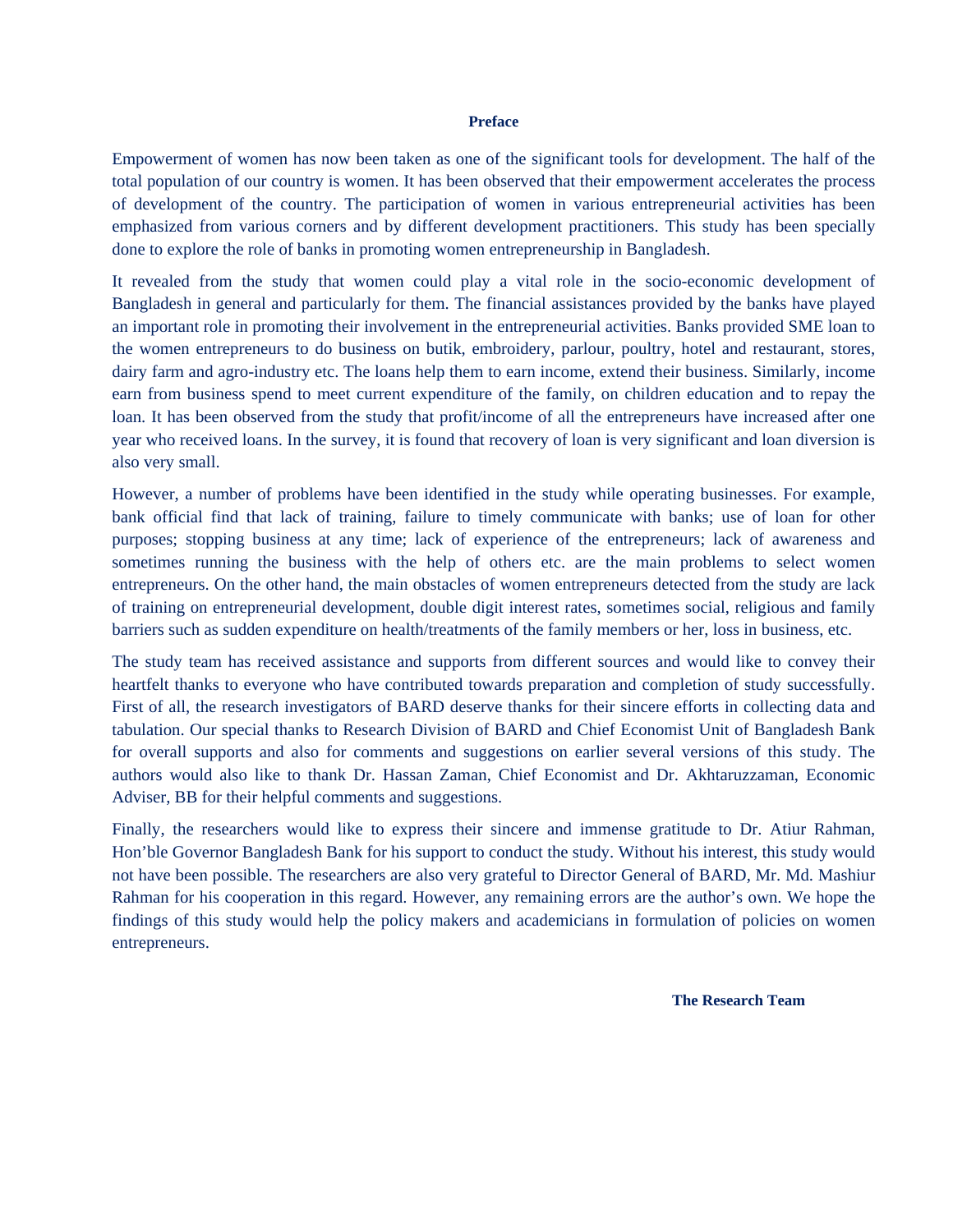# Preface

Empowerment of women has now been taken as one of the significant tools for development. The half of the total population of our country is women. It has been observed that their empowerment accelerates the process of development of the country. The participation of women in various entrepreneurial activities has been emphasized from various corners and by different development practitioners. This study has been specially done to explore the role of banks in promoting women entrepreneurship in Bangladesh.

It revealed from the study that women could play a vital role in the socio-economic development of Bangladesh in general and particularly for them. The financial assistances provided by the banks have played an important role in promoting their involvement in the entrepreneurial activities. Banks provided SME loan to the women entrepreneurs to do business on butik, embroidery, parlour, poultry, hotel and restaurant, stores, dairy farm and agro-industry etc. The loans help them to earn income, extend their business. Similarly, income earn from business spend to meet current expenditure of the family, on children education and to repay the loan. It has been observed from the study that profit/income of all the entrepreneurs have increased after one year who received loans. In the survey, it is found that recovery of loan is very significant and loan diversion is also very small.

However, a number of problems have been identified in the study while operating businesses. For example, bank official find that lack of training, failure to timely communicate with banks; use of loan for other purposes; stopping business at any time; lack of experience of the entrepreneurs; lack of awareness and sometimes running the business with the help of others etc. are the main problems to select women entrepreneurs. On the other hand, the main obstacles of women entrepreneurs detected from the study are lack of training on entrepreneurial development, double digit interest rates, sometimes social, religious and family barriers such as sudden expenditure on health/treatments of the family members or her, loss in business, etc.

The study team has received assistance and supports from different sources and would like to convey their heartfelt thanks to everyone who have contributed towards preparation and completion of study successfully. First of all, the research investigators of BARD deserve thanks for their sincere efforts in collecting data and tabulation. Our special thanks to Research Division of BARD and Chief Economist Unit of Bangladesh Bank for overall supports and also for comments and suggestions on earlier several versions of this study. The authors would also like to thank Dr. Hassan Zaman, Chief Economist and Dr. Akhtaruzzaman, Economic Adviser, BB for their helpful comments and suggestions.

Finally, the researchers would like to express their sincere and immense gratitude to Dr. Atiur Rahman, Hon'ble Governor Bangladesh Bank for his support to conduct the study. Without his interest, this study would not have been possible. The researchers are also very grateful to Director General of BARD, Mr. Md. Mashiur Rahman for his cooperation in this regard. However, any remaining errors are the author's own. We hope the findings of this study would help the policy makers and academicians in formulation of policies on women entrepreneurs.

**The Research Team**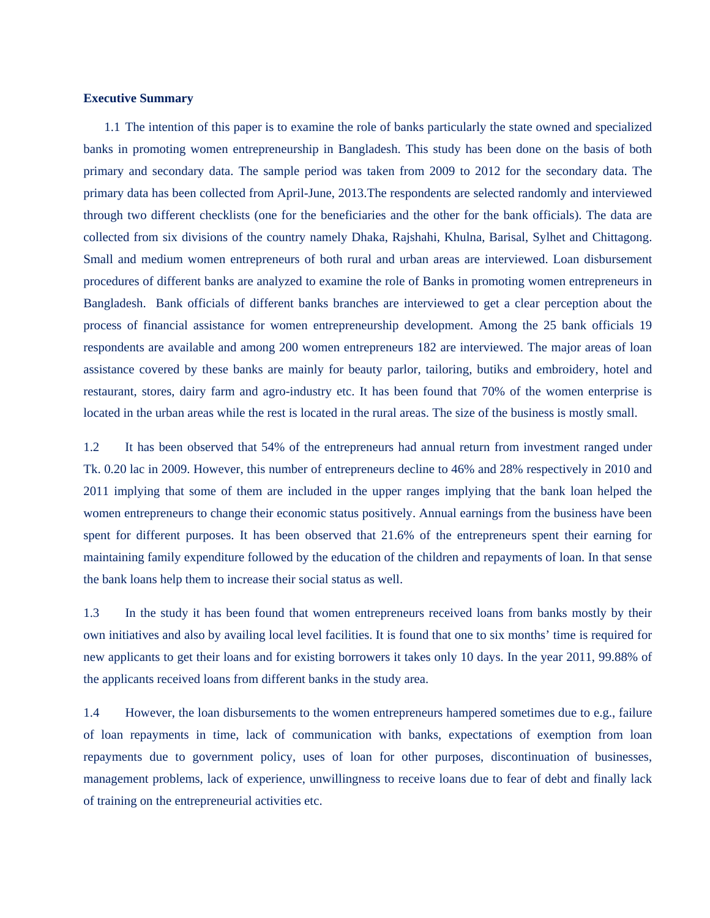**Executive Summary**

1.1 The intention of this paper is to examine the role of banks particularly the state owned and specialized banks in promoting women entrepreneurship in Bangladesh. This study has been done on the basis of both primary and secondary data. The sample period was taken from 2009 to 2012 for the secondary data. The primary data has been collected from April-June, 2013.The respondents are selected randomly and interviewed through two different checklists (one for the beneficiaries and the other for the bank officials). The data are collected from six divisions of the country namely Dhaka, Rajshahi, Khulna, Barisal, Sylhet and Chittagong. Small and medium women entrepreneurs of both rural and urban areas are interviewed. Loan disbursement procedures of different banks are analyzed to examine the role of Banks in promoting women entrepreneurs in Bangladesh. Bank officials of different banks branches are interviewed to get a clear perception about the process of financial assistance for women entrepreneurship development. Among the 25 bank officials 19 respondents are available and among 200 women entrepreneurs 182 are interviewed. The major areas of loan assistance covered by these banks are mainly for beauty parlor, tailoring, butiks and embroidery, hotel and restaurant, stores, dairy farm and agro-industry etc. It has been found that 70% of the women enterprise is located in the urban areas while the rest is located in the rural areas. The size of the business is mostly small.

1.2 It has been observed that 54% of the entrepreneurs had annual return from investment ranged under Tk. 0.20 lac in 2009. However, this number of entrepreneurs decline to 46% and 28% respectively in 2010 and 2011 implying that some of them are included in the upper ranges implying that the bank loan helped the women entrepreneurs to change their economic status positively. Annual earnings from the business have been spent for different purposes. It has been observed that 21.6% of the entrepreneurs spent their earning for maintaining family expenditure followed by the education of the children and repayments of loan. In that sense the bank loans help them to increase their social status as well.

1.3 In the study it has been found that women entrepreneurs received loans from banks mostly by their own initiatives and also by availing local level facilities. It is found that one to six months' time is required for new applicants to get their loans and for existing borrowers it takes only 10 days. In the year 2011, 99.88% of the applicants received loans from different banks in the study area.

1.4 However, the loan disbursements to the women entrepreneurs hampered sometimes due to e.g., failure of loan repayments in time, lack of communication with banks, expectations of exemption from loan repayments due to government policy, uses of loan for other purposes, discontinuation of businesses, management problems, lack of experience, unwillingness to receive loans due to fear of debt and finally lack of training on the entrepreneurial activities etc.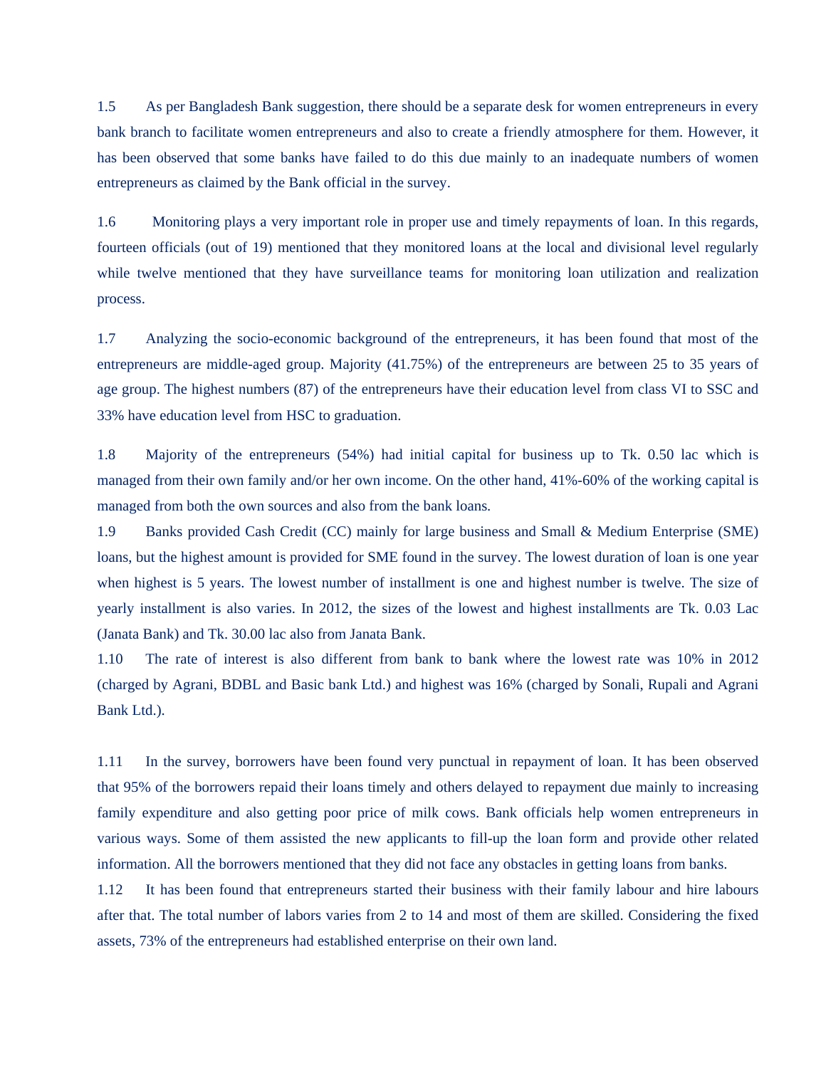1.5 As per Bangladesh Bank suggestion, there should be a separate desk for women entrepreneurs in every bank branch to facilitate women entrepreneurs and also to create a friendly atmosphere for them. However, it has been observed that some banks have failed to do this due mainly to an inadequate numbers of women entrepreneurs as claimed by the Bank official in the survey.

1.6 Monitoring plays a very important role in proper use and timely repayments of loan. In this regards, fourteen officials (out of 19) mentioned that they monitored loans at the local and divisional level regularly while twelve mentioned that they have surveillance teams for monitoring loan utilization and realization process.

1.7 Analyzing the socio-economic background of the entrepreneurs, it has been found that most of the entrepreneurs are middle-aged group. Majority (41.75%) of the entrepreneurs are between 25 to 35 years of age group. The highest numbers (87) of the entrepreneurs have their education level from class VI to SSC and 33% have education level from HSC to graduation.

1.8 Majority of the entrepreneurs (54%) had initial capital for business up to Tk. 0.50 lac which is managed from their own family and/or her own income. On the other hand, 41%-60% of the working capital is managed from both the own sources and also from the bank loans.

1.9 Banks provided Cash Credit (CC) mainly for large business and Small & Medium Enterprise (SME) loans, but the highest amount is provided for SME found in the survey. The lowest duration of loan is one year when highest is 5 years. The lowest number of installment is one and highest number is twelve. The size of yearly installment is also varies. In 2012, the sizes of the lowest and highest installments are Tk. 0.03 Lac (Janata Bank) and Tk. 30.00 lac also from Janata Bank.

1.10 The rate of interest is also different from bank to bank where the lowest rate was 10% in 2012 (charged by Agrani, BDBL and Basic bank Ltd.) and highest was 16% (charged by Sonali, Rupali and Agrani Bank Ltd.).

1.11 In the survey, borrowers have been found very punctual in repayment of loan. It has been observed that 95% of the borrowers repaid their loans timely and others delayed to repayment due mainly to increasing family expenditure and also getting poor price of milk cows. Bank officials help women entrepreneurs in various ways. Some of them assisted the new applicants to fill-up the loan form and provide other related information. All the borrowers mentioned that they did not face any obstacles in getting loans from banks.

1.12 It has been found that entrepreneurs started their business with their family labour and hire labours after that. The total number of labors varies from 2 to 14 and most of them are skilled. Considering the fixed assets, 73% of the entrepreneurs had established enterprise on their own land.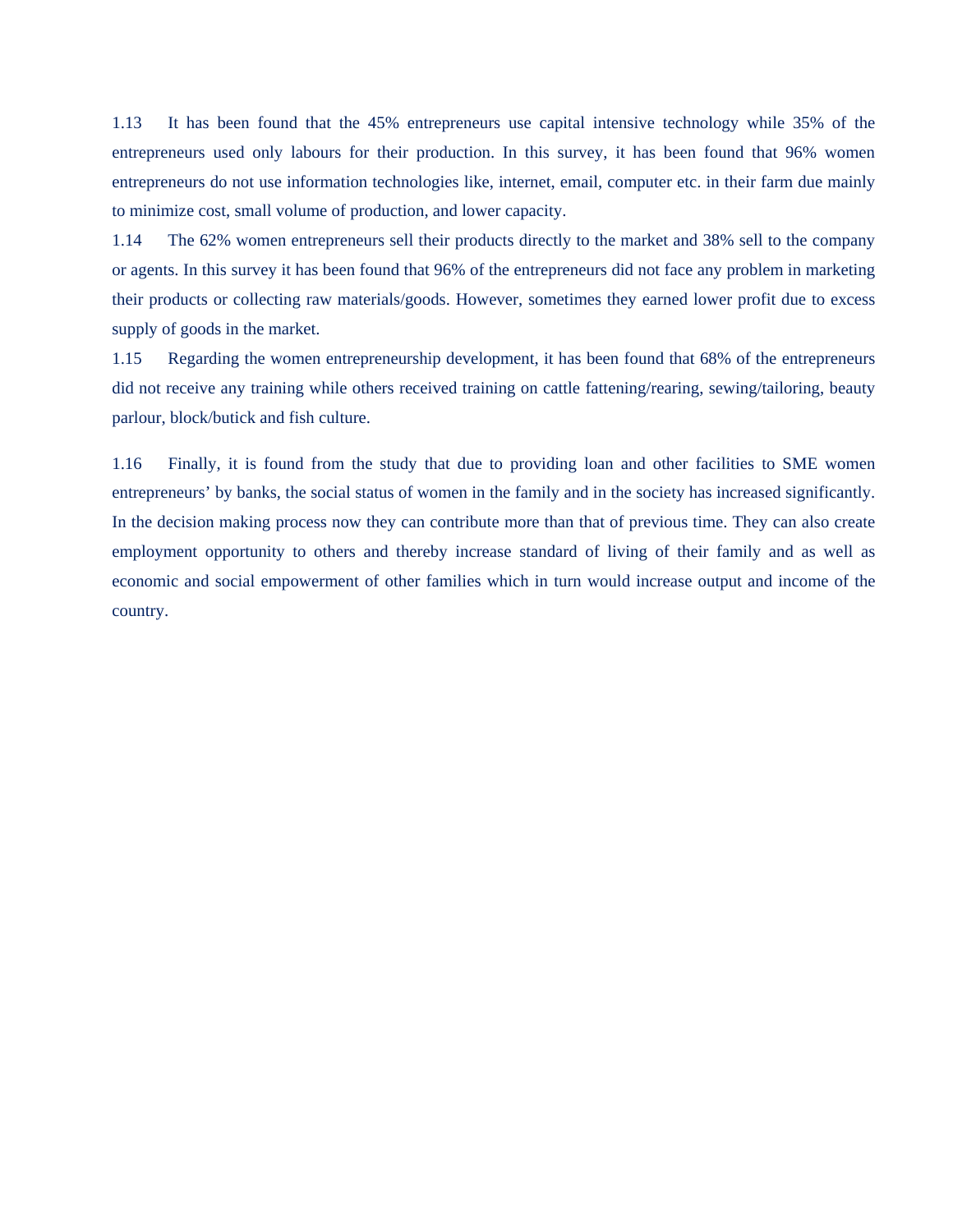1.13 It has been found that the 45% entrepreneurs use capital intensive technology while 35% of the entrepreneurs used only labours for their production. In this survey, it has been found that 96% women entrepreneurs do not use information technologies like, internet, email, computer etc. in their farm due mainly to minimize cost, small volume of production, and lower capacity.

1.14 The 62% women entrepreneurs sell their products directly to the market and 38% sell to the company or agents. In this survey it has been found that 96% of the entrepreneurs did not face any problem in marketing their products or collecting raw materials/goods. However, sometimes they earned lower profit due to excess supply of goods in the market.

1.15 Regarding the women entrepreneurship development, it has been found that 68% of the entrepreneurs did not receive any training while others received training on cattle fattening/rearing, sewing/tailoring, beauty parlour, block/butick and fish culture.

1.16 Finally, it is found from the study that due to providing loan and other facilities to SME women entrepreneurs' by banks, the social status of women in the family and in the society has increased significantly. In the decision making process now they can contribute more than that of previous time. They can also create employment opportunity to others and thereby increase standard of living of their family and as well as economic and social empowerment of other families which in turn would increase output and income of the country.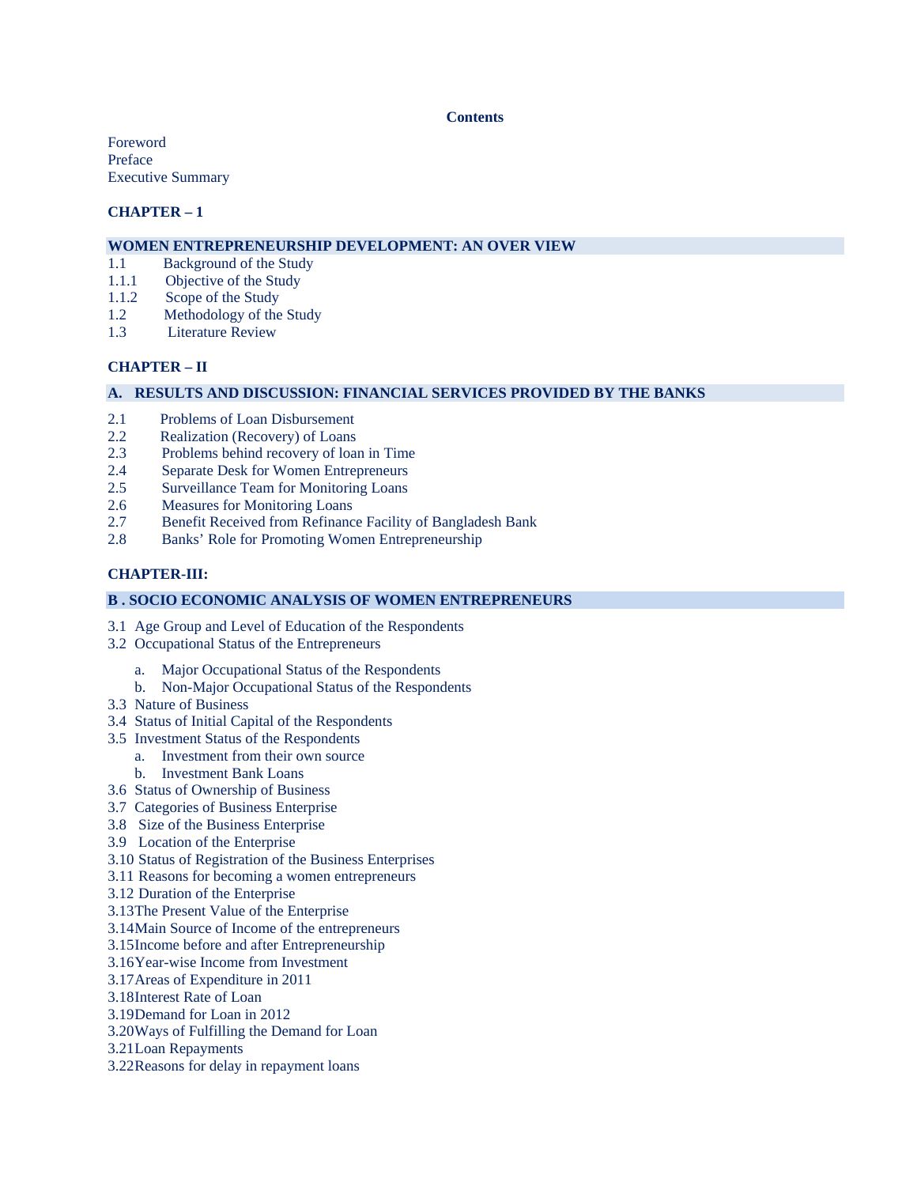# Contents

Foreword
Preface
Executive Summary

**CHAPTER – 1**

## WOMEN ENTREPRENEURSHIP DEVELOPMENT: AN OVER VIEW

1.1 Background of the Study
1.1.1 Objective of the Study
1.1.2 Scope of the Study
1.2 Methodology of the Study
1.3 Literature Review

**CHAPTER – II**

## A. RESULTS AND DISCUSSION: FINANCIAL SERVICES PROVIDED BY THE BANKS

2.1 Problems of Loan Disbursement
2.2 Realization (Recovery) of Loans
2.3 Problems behind recovery of loan in Time
2.4 Separate Desk for Women Entrepreneurs
2.5 Surveillance Team for Monitoring Loans
2.6 Measures for Monitoring Loans
2.7 Benefit Received from Refinance Facility of Bangladesh Bank
2.8 Banks' Role for Promoting Women Entrepreneurship

**CHAPTER-III:**

## B . SOCIO ECONOMIC ANALYSIS OF WOMEN ENTREPRENEURS

3.1 Age Group and Level of Education of the Respondents
3.2 Occupational Status of the Entrepreneurs
  a. Major Occupational Status of the Respondents
  b. Non-Major Occupational Status of the Respondents
3.3 Nature of Business
3.4 Status of Initial Capital of the Respondents
3.5 Investment Status of the Respondents
  a. Investment from their own source
  b. Investment Bank Loans
3.6 Status of Ownership of Business
3.7 Categories of Business Enterprise
3.8 Size of the Business Enterprise
3.9 Location of the Enterprise
3.10 Status of Registration of the Business Enterprises
3.11 Reasons for becoming a women entrepreneurs
3.12 Duration of the Enterprise
3.13 The Present Value of the Enterprise
3.14 Main Source of Income of the entrepreneurs
3.15 Income before and after Entrepreneurship
3.16 Year-wise Income from Investment
3.17 Areas of Expenditure in 2011
3.18 Interest Rate of Loan
3.19 Demand for Loan in 2012
3.20 Ways of Fulfilling the Demand for Loan
3.21 Loan Repayments
3.22 Reasons for delay in repayment loans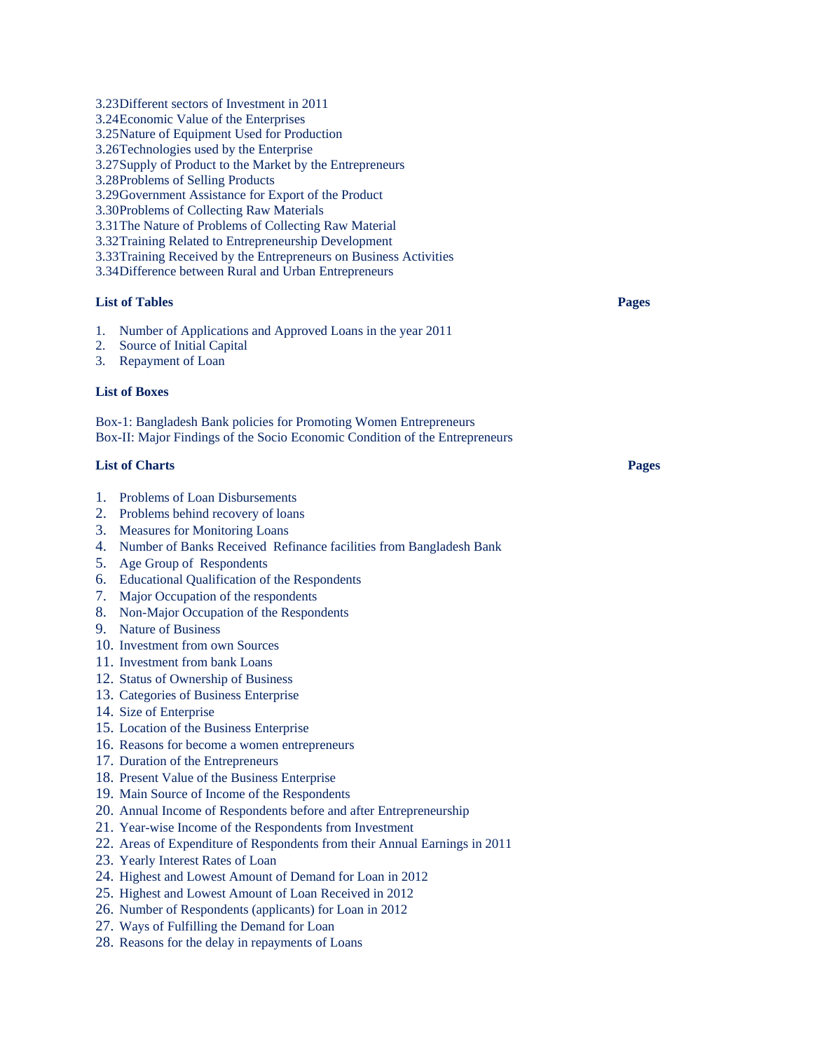3.23Different sectors of Investment in 2011
3.24Economic Value of the Enterprises
3.25Nature of Equipment Used for Production
3.26Technologies used by the Enterprise
3.27Supply of Product to the Market by the Entrepreneurs
3.28Problems of Selling Products
3.29Government Assistance for Export of the Product
3.30Problems of Collecting Raw Materials
3.31The Nature of Problems of Collecting Raw Material
3.32Training Related to Entrepreneurship Development
3.33Training Received by the Entrepreneurs on Business Activities
3.34Difference between Rural and Urban Entrepreneurs

**List of Tables** **Pages**

1. Number of Applications and Approved Loans in the year 2011
2. Source of Initial Capital
3. Repayment of Loan

**List of Boxes**

Box-1: Bangladesh Bank policies for Promoting Women Entrepreneurs
Box-II: Major Findings of the Socio Economic Condition of the Entrepreneurs

**List of Charts** **Pages**

1. Problems of Loan Disbursements
2. Problems behind recovery of loans
3. Measures for Monitoring Loans
4. Number of Banks Received Refinance facilities from Bangladesh Bank
5. Age Group of Respondents
6. Educational Qualification of the Respondents
7. Major Occupation of the respondents
8. Non-Major Occupation of the Respondents
9. Nature of Business
10. Investment from own Sources
11. Investment from bank Loans
12. Status of Ownership of Business
13. Categories of Business Enterprise
14. Size of Enterprise
15. Location of the Business Enterprise
16. Reasons for become a women entrepreneurs
17. Duration of the Entrepreneurs
18. Present Value of the Business Enterprise
19. Main Source of Income of the Respondents
20. Annual Income of Respondents before and after Entrepreneurship
21. Year-wise Income of the Respondents from Investment
22. Areas of Expenditure of Respondents from their Annual Earnings in 2011
23. Yearly Interest Rates of Loan
24. Highest and Lowest Amount of Demand for Loan in 2012
25. Highest and Lowest Amount of Loan Received in 2012
26. Number of Respondents (applicants) for Loan in 2012
27. Ways of Fulfilling the Demand for Loan
28. Reasons for the delay in repayments of Loans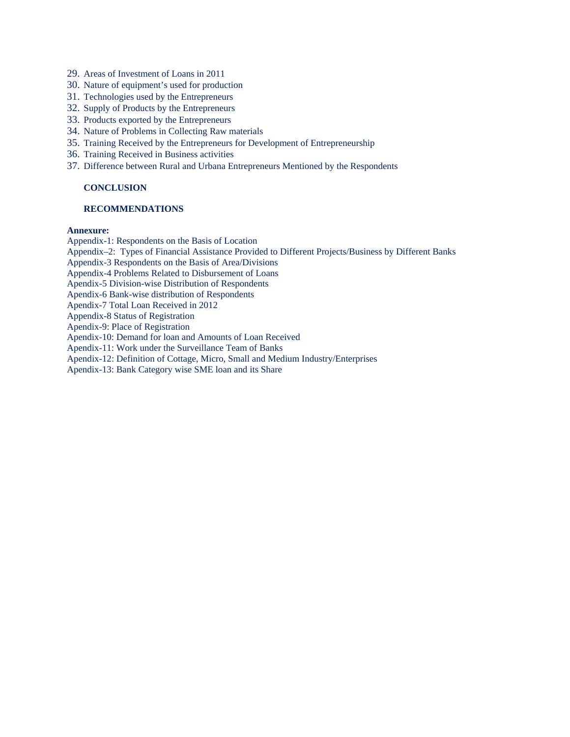29. Areas of Investment of Loans in 2011
30. Nature of equipment's used for production
31. Technologies used by the Entrepreneurs
32. Supply of Products by the Entrepreneurs
33. Products exported by the Entrepreneurs
34. Nature of Problems in Collecting Raw materials
35. Training Received by the Entrepreneurs for Development of Entrepreneurship
36. Training Received in Business activities
37. Difference between Rural and Urbana Entrepreneurs Mentioned by the Respondents

**CONCLUSION**

**RECOMMENDATIONS**

**Annexure:**

Appendix-1: Respondents on the Basis of Location
Appendix–2: Types of Financial Assistance Provided to Different Projects/Business by Different Banks
Appendix-3 Respondents on the Basis of Area/Divisions
Appendix-4 Problems Related to Disbursement of Loans
Apendix-5 Division-wise Distribution of Respondents
Apendix-6 Bank-wise distribution of Respondents
Apendix-7 Total Loan Received in 2012
Appendix-8 Status of Registration
Apendix-9: Place of Registration
Apendix-10: Demand for loan and Amounts of Loan Received
Apendix-11: Work under the Surveillance Team of Banks
Apendix-12: Definition of Cottage, Micro, Small and Medium Industry/Enterprises
Apendix-13: Bank Category wise SME loan and its Share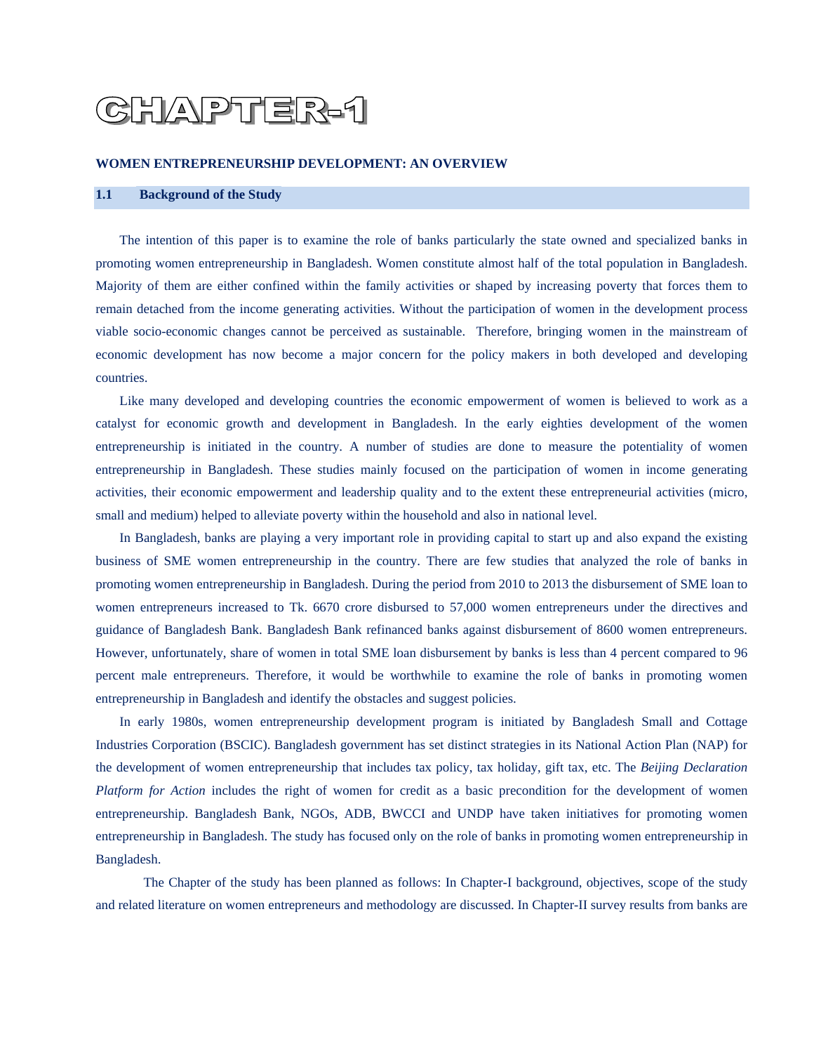# CHAPTER-1

## WOMEN ENTREPRENEURSHIP DEVELOPMENT: AN OVERVIEW

### 1.1 Background of the Study

The intention of this paper is to examine the role of banks particularly the state owned and specialized banks in promoting women entrepreneurship in Bangladesh. Women constitute almost half of the total population in Bangladesh. Majority of them are either confined within the family activities or shaped by increasing poverty that forces them to remain detached from the income generating activities. Without the participation of women in the development process viable socio-economic changes cannot be perceived as sustainable. Therefore, bringing women in the mainstream of economic development has now become a major concern for the policy makers in both developed and developing countries.

Like many developed and developing countries the economic empowerment of women is believed to work as a catalyst for economic growth and development in Bangladesh. In the early eighties development of the women entrepreneurship is initiated in the country. A number of studies are done to measure the potentiality of women entrepreneurship in Bangladesh. These studies mainly focused on the participation of women in income generating activities, their economic empowerment and leadership quality and to the extent these entrepreneurial activities (micro, small and medium) helped to alleviate poverty within the household and also in national level.

In Bangladesh, banks are playing a very important role in providing capital to start up and also expand the existing business of SME women entrepreneurship in the country. There are few studies that analyzed the role of banks in promoting women entrepreneurship in Bangladesh. During the period from 2010 to 2013 the disbursement of SME loan to women entrepreneurs increased to Tk. 6670 crore disbursed to 57,000 women entrepreneurs under the directives and guidance of Bangladesh Bank. Bangladesh Bank refinanced banks against disbursement of 8600 women entrepreneurs. However, unfortunately, share of women in total SME loan disbursement by banks is less than 4 percent compared to 96 percent male entrepreneurs. Therefore, it would be worthwhile to examine the role of banks in promoting women entrepreneurship in Bangladesh and identify the obstacles and suggest policies.

In early 1980s, women entrepreneurship development program is initiated by Bangladesh Small and Cottage Industries Corporation (BSCIC). Bangladesh government has set distinct strategies in its National Action Plan (NAP) for the development of women entrepreneurship that includes tax policy, tax holiday, gift tax, etc. The *Beijing Declaration Platform for Action* includes the right of women for credit as a basic precondition for the development of women entrepreneurship. Bangladesh Bank, NGOs, ADB, BWCCI and UNDP have taken initiatives for promoting women entrepreneurship in Bangladesh. The study has focused only on the role of banks in promoting women entrepreneurship in Bangladesh.

The Chapter of the study has been planned as follows: In Chapter-I background, objectives, scope of the study and related literature on women entrepreneurs and methodology are discussed. In Chapter-II survey results from banks are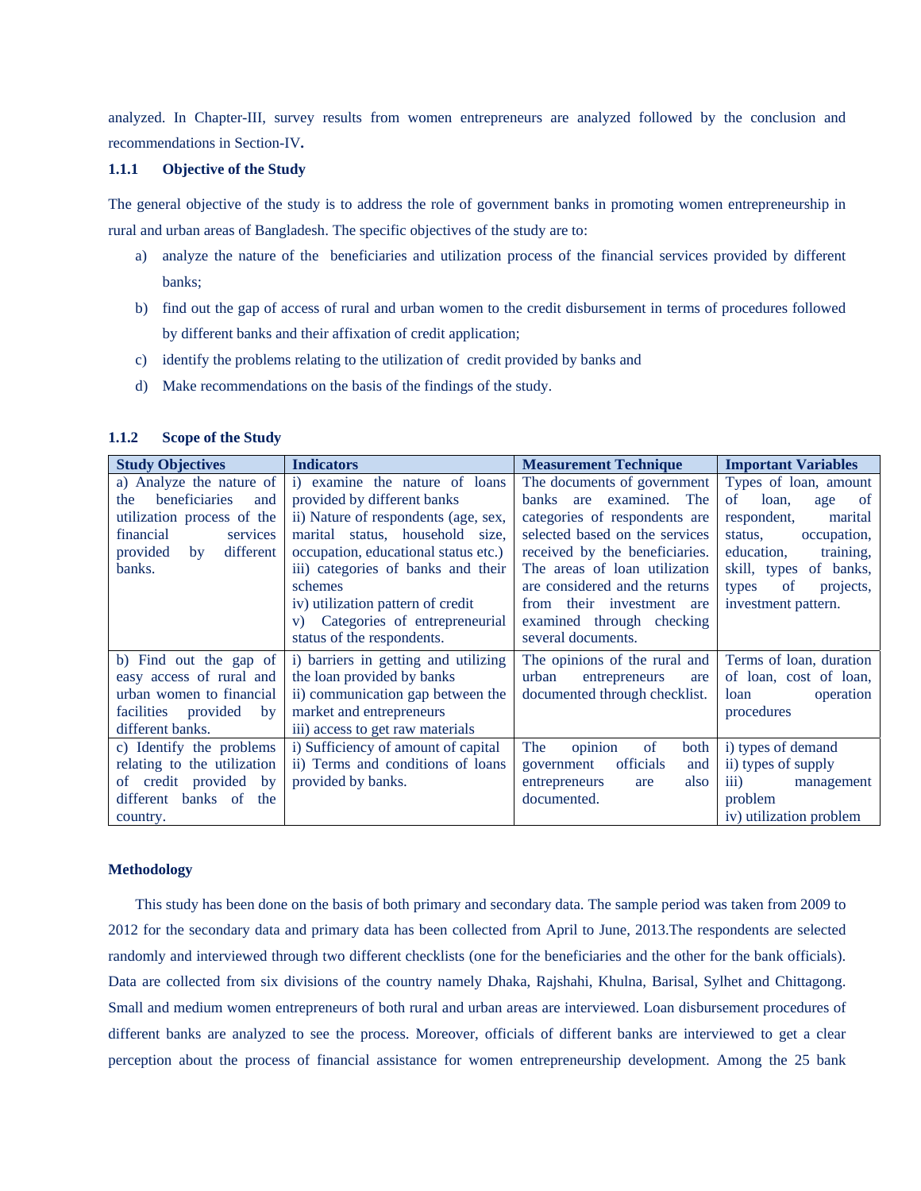analyzed. In Chapter-III, survey results from women entrepreneurs are analyzed followed by the conclusion and recommendations in Section-IV**.**

### 1.1.1 Objective of the Study

The general objective of the study is to address the role of government banks in promoting women entrepreneurship in rural and urban areas of Bangladesh. The specific objectives of the study are to:

a) analyze the nature of the beneficiaries and utilization process of the financial services provided by different banks;

b) find out the gap of access of rural and urban women to the credit disbursement in terms of procedures followed by different banks and their affixation of credit application;

c) identify the problems relating to the utilization of credit provided by banks and

d) Make recommendations on the basis of the findings of the study.

### 1.1.2 Scope of the Study

| Study Objectives | Indicators | Measurement Technique | Important Variables |
|---|---|---|---|
| a) Analyze the nature of the beneficiaries and utilization process of the financial services provided by different banks. | i) examine the nature of loans provided by different banks<br>ii) Nature of respondents (age, sex, marital status, household size, occupation, educational status etc.)<br>iii) categories of banks and their schemes<br>iv) utilization pattern of credit<br>v) Categories of entrepreneurial status of the respondents. | The documents of government banks are examined. The categories of respondents are selected based on the services received by the beneficiaries. The areas of loan utilization are considered and the returns from their investment are examined through checking several documents. | Types of loan, amount of loan, age of respondent, marital status, occupation, education, training, skill, types of banks, types of projects, investment pattern. |
| b) Find out the gap of easy access of rural and urban women to financial facilities provided by different banks. | i) barriers in getting and utilizing the loan provided by banks<br>ii) communication gap between the market and entrepreneurs<br>iii) access to get raw materials | The opinions of the rural and urban entrepreneurs are documented through checklist. | Terms of loan, duration of loan, cost of loan, loan operation procedures |
| c) Identify the problems relating to the utilization of credit provided by different banks of the country. | i) Sufficiency of amount of capital<br>ii) Terms and conditions of loans provided by banks. | The opinion of both government officials and entrepreneurs are also documented. | i) types of demand<br>ii) types of supply<br>iii) management problem<br>iv) utilization problem |

**Methodology**

This study has been done on the basis of both primary and secondary data. The sample period was taken from 2009 to 2012 for the secondary data and primary data has been collected from April to June, 2013.The respondents are selected randomly and interviewed through two different checklists (one for the beneficiaries and the other for the bank officials). Data are collected from six divisions of the country namely Dhaka, Rajshahi, Khulna, Barisal, Sylhet and Chittagong. Small and medium women entrepreneurs of both rural and urban areas are interviewed. Loan disbursement procedures of different banks are analyzed to see the process. Moreover, officials of different banks are interviewed to get a clear perception about the process of financial assistance for women entrepreneurship development. Among the 25 bank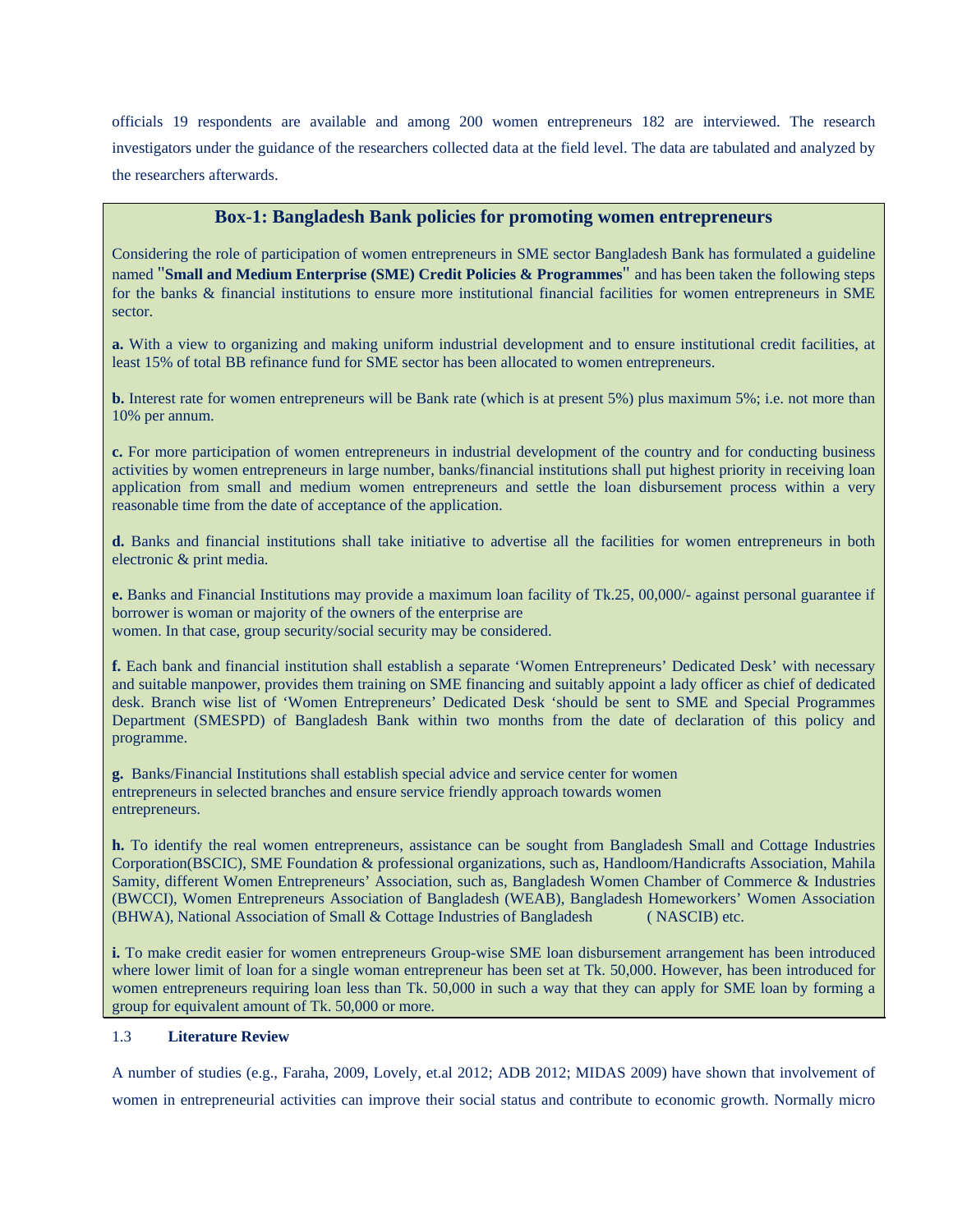officials 19 respondents are available and among 200 women entrepreneurs 182 are interviewed. The research investigators under the guidance of the researchers collected data at the field level. The data are tabulated and analyzed by the researchers afterwards.

### Box-1: Bangladesh Bank policies for promoting women entrepreneurs

Considering the role of participation of women entrepreneurs in SME sector Bangladesh Bank has formulated a guideline named "**Small and Medium Enterprise (SME) Credit Policies & Programmes**" and has been taken the following steps for the banks & financial institutions to ensure more institutional financial facilities for women entrepreneurs in SME sector.

**a.** With a view to organizing and making uniform industrial development and to ensure institutional credit facilities, at least 15% of total BB refinance fund for SME sector has been allocated to women entrepreneurs.

**b.** Interest rate for women entrepreneurs will be Bank rate (which is at present 5%) plus maximum 5%; i.e. not more than 10% per annum.

**c.** For more participation of women entrepreneurs in industrial development of the country and for conducting business activities by women entrepreneurs in large number, banks/financial institutions shall put highest priority in receiving loan application from small and medium women entrepreneurs and settle the loan disbursement process within a very reasonable time from the date of acceptance of the application.

**d.** Banks and financial institutions shall take initiative to advertise all the facilities for women entrepreneurs in both electronic & print media.

**e.** Banks and Financial Institutions may provide a maximum loan facility of Tk.25, 00,000/- against personal guarantee if borrower is woman or majority of the owners of the enterprise are women. In that case, group security/social security may be considered.

**f.** Each bank and financial institution shall establish a separate 'Women Entrepreneurs' Dedicated Desk' with necessary and suitable manpower, provides them training on SME financing and suitably appoint a lady officer as chief of dedicated desk. Branch wise list of 'Women Entrepreneurs' Dedicated Desk 'should be sent to SME and Special Programmes Department (SMESPD) of Bangladesh Bank within two months from the date of declaration of this policy and programme.

**g.** Banks/Financial Institutions shall establish special advice and service center for women entrepreneurs in selected branches and ensure service friendly approach towards women entrepreneurs.

**h.** To identify the real women entrepreneurs, assistance can be sought from Bangladesh Small and Cottage Industries Corporation(BSCIC), SME Foundation & professional organizations, such as, Handloom/Handicrafts Association, Mahila Samity, different Women Entrepreneurs' Association, such as, Bangladesh Women Chamber of Commerce & Industries (BWCCI), Women Entrepreneurs Association of Bangladesh (WEAB), Bangladesh Homeworkers' Women Association (BHWA), National Association of Small & Cottage Industries of Bangladesh ( NASCIB) etc.

**i.** To make credit easier for women entrepreneurs Group-wise SME loan disbursement arrangement has been introduced where lower limit of loan for a single woman entrepreneur has been set at Tk. 50,000. However, has been introduced for women entrepreneurs requiring loan less than Tk. 50,000 in such a way that they can apply for SME loan by forming a group for equivalent amount of Tk. 50,000 or more.

### 1.3 Literature Review

A number of studies (e.g., Faraha, 2009, Lovely, et.al 2012; ADB 2012; MIDAS 2009) have shown that involvement of women in entrepreneurial activities can improve their social status and contribute to economic growth. Normally micro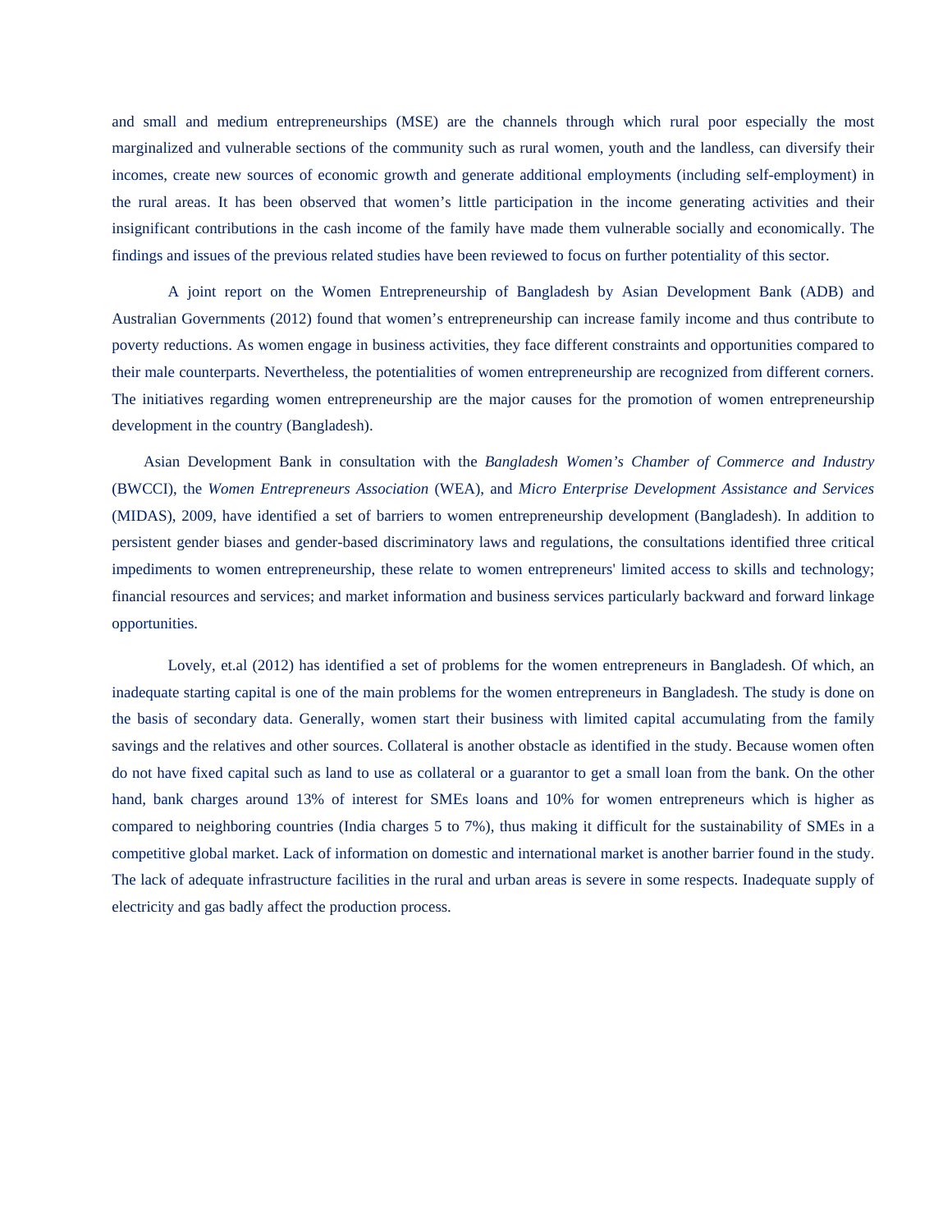and small and medium entrepreneurships (MSE) are the channels through which rural poor especially the most marginalized and vulnerable sections of the community such as rural women, youth and the landless, can diversify their incomes, create new sources of economic growth and generate additional employments (including self-employment) in the rural areas. It has been observed that women's little participation in the income generating activities and their insignificant contributions in the cash income of the family have made them vulnerable socially and economically. The findings and issues of the previous related studies have been reviewed to focus on further potentiality of this sector.

A joint report on the Women Entrepreneurship of Bangladesh by Asian Development Bank (ADB) and Australian Governments (2012) found that women's entrepreneurship can increase family income and thus contribute to poverty reductions. As women engage in business activities, they face different constraints and opportunities compared to their male counterparts. Nevertheless, the potentialities of women entrepreneurship are recognized from different corners. The initiatives regarding women entrepreneurship are the major causes for the promotion of women entrepreneurship development in the country (Bangladesh).

Asian Development Bank in consultation with the *Bangladesh Women's Chamber of Commerce and Industry* (BWCCI), the *Women Entrepreneurs Association* (WEA), and *Micro Enterprise Development Assistance and Services* (MIDAS), 2009, have identified a set of barriers to women entrepreneurship development (Bangladesh). In addition to persistent gender biases and gender-based discriminatory laws and regulations, the consultations identified three critical impediments to women entrepreneurship, these relate to women entrepreneurs' limited access to skills and technology; financial resources and services; and market information and business services particularly backward and forward linkage opportunities.

Lovely, et.al (2012) has identified a set of problems for the women entrepreneurs in Bangladesh. Of which, an inadequate starting capital is one of the main problems for the women entrepreneurs in Bangladesh. The study is done on the basis of secondary data. Generally, women start their business with limited capital accumulating from the family savings and the relatives and other sources. Collateral is another obstacle as identified in the study. Because women often do not have fixed capital such as land to use as collateral or a guarantor to get a small loan from the bank. On the other hand, bank charges around 13% of interest for SMEs loans and 10% for women entrepreneurs which is higher as compared to neighboring countries (India charges 5 to 7%), thus making it difficult for the sustainability of SMEs in a competitive global market. Lack of information on domestic and international market is another barrier found in the study. The lack of adequate infrastructure facilities in the rural and urban areas is severe in some respects. Inadequate supply of electricity and gas badly affect the production process.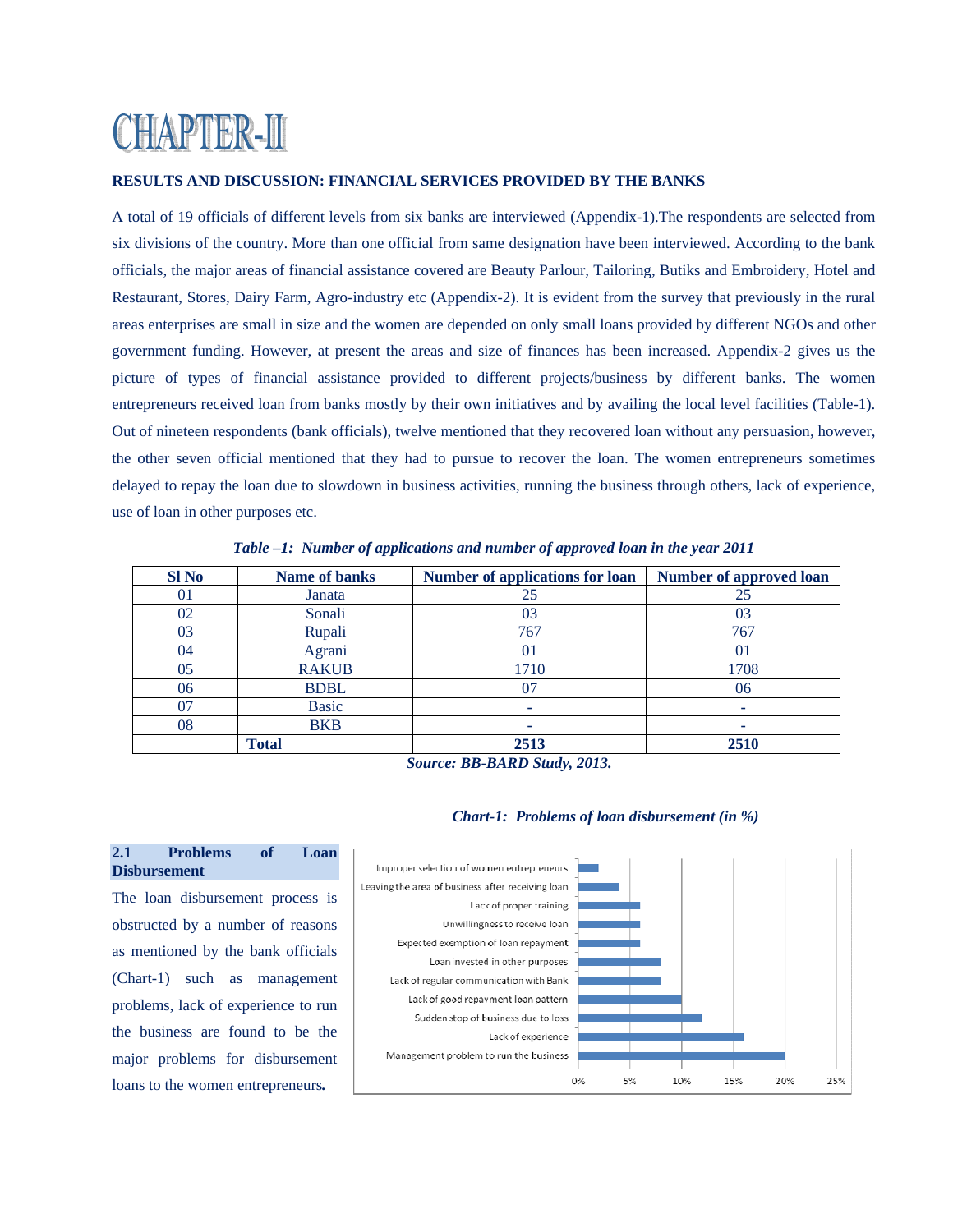# CHAPTER-II

**RESULTS AND DISCUSSION: FINANCIAL SERVICES PROVIDED BY THE BANKS**

A total of 19 officials of different levels from six banks are interviewed (Appendix-1).The respondents are selected from six divisions of the country. More than one official from same designation have been interviewed. According to the bank officials, the major areas of financial assistance covered are Beauty Parlour, Tailoring, Butiks and Embroidery, Hotel and Restaurant, Stores, Dairy Farm, Agro-industry etc (Appendix-2). It is evident from the survey that previously in the rural areas enterprises are small in size and the women are depended on only small loans provided by different NGOs and other government funding. However, at present the areas and size of finances has been increased. Appendix-2 gives us the picture of types of financial assistance provided to different projects/business by different banks. The women entrepreneurs received loan from banks mostly by their own initiatives and by availing the local level facilities (Table-1). Out of nineteen respondents (bank officials), twelve mentioned that they recovered loan without any persuasion, however, the other seven official mentioned that they had to pursue to recover the loan. The women entrepreneurs sometimes delayed to repay the loan due to slowdown in business activities, running the business through others, lack of experience, use of loan in other purposes etc.

***Table –1: Number of applications and number of approved loan in the year 2011***

| Sl No | Name of banks | Number of applications for loan | Number of approved loan |
|---|---|---|---|
| 01 | Janata | 25 | 25 |
| 02 | Sonali | 03 | 03 |
| 03 | Rupali | 767 | 767 |
| 04 | Agrani | 01 | 01 |
| 05 | RAKUB | 1710 | 1708 |
| 06 | BDBL | 07 | 06 |
| 07 | Basic | - | - |
| 08 | BKB | - | - |
| | **Total** | **2513** | **2510** |

***Source: BB-BARD Study, 2013.***

### 2.1 Problems of Loan Disbursement

The loan disbursement process is obstructed by a number of reasons as mentioned by the bank officials (Chart-1) such as management problems, lack of experience to run the business are found to be the major problems for disbursement loans to the women entrepreneurs**.**

***Chart-1: Problems of loan disbursement (in %)***

| Problem | Approx. % |
|---|---|
| Improper selection of women entrepreneurs | 2% |
| Leaving the area of business after receiving loan | 4% |
| Lack of proper training | 6% |
| Unwillingness to receive loan | 6% |
| Expected exemption of loan repayment | 6% |
| Loan invested in other purposes | 8% |
| Lack of regular communication with Bank | 8% |
| Lack of good repayment loan pattern | 10% |
| Sudden stop of business due to loss | 12% |
| Lack of experience | 16% |
| Management problem to run the business | 20% |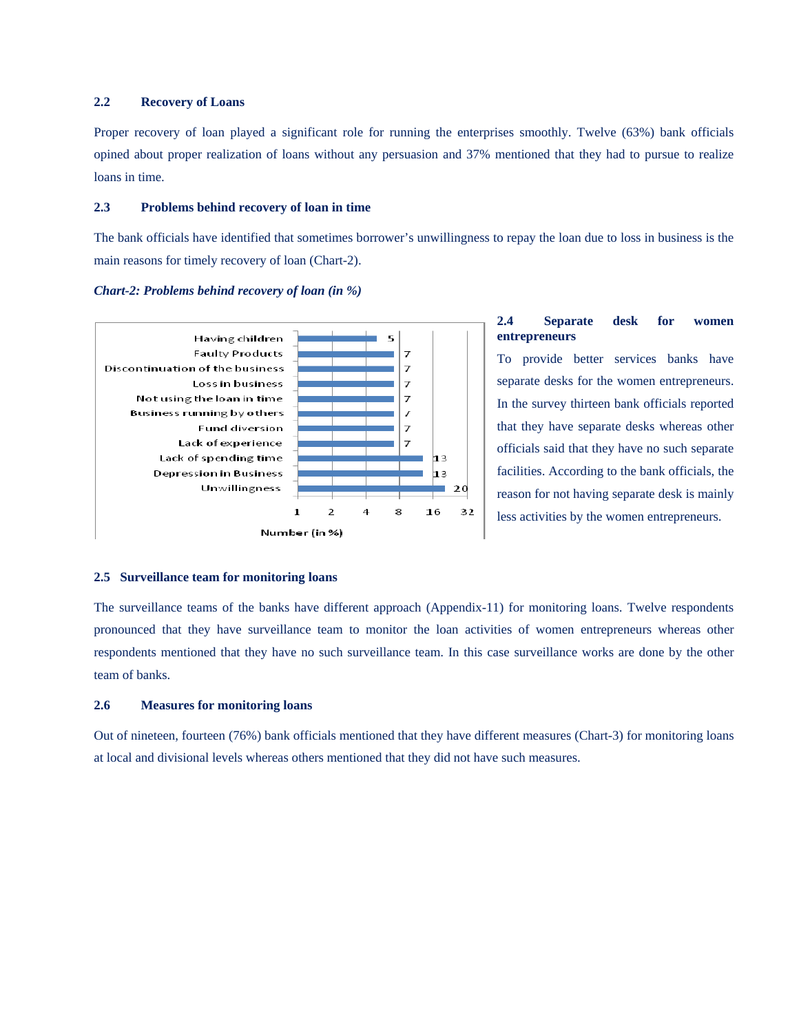### 2.2 Recovery of Loans

Proper recovery of loan played a significant role for running the enterprises smoothly. Twelve (63%) bank officials opined about proper realization of loans without any persuasion and 37% mentioned that they had to pursue to realize loans in time.

### 2.3 Problems behind recovery of loan in time

The bank officials have identified that sometimes borrower's unwillingness to repay the loan due to loss in business is the main reasons for timely recovery of loan (Chart-2).

***Chart-2: Problems behind recovery of loan (in %)***

| Problem | Number (in %) |
| --- | --- |
| Having children | 5 |
| Faulty Products | 7 |
| Discontinuation of the business | 7 |
| Loss in business | 7 |
| Not using the loan in time | 7 |
| Business running by others | 7 |
| Fund diversion | 7 |
| Lack of experience | 7 |
| Lack of spending time | 13 |
| Depression in Business | 13 |
| Unwillingness | 20 |

### 2.4 Separate desk for women entrepreneurs

To provide better services banks have separate desks for the women entrepreneurs. In the survey thirteen bank officials reported that they have separate desks whereas other officials said that they have no such separate facilities. According to the bank officials, the reason for not having separate desk is mainly less activities by the women entrepreneurs.

### 2.5 Surveillance team for monitoring loans

The surveillance teams of the banks have different approach (Appendix-11) for monitoring loans. Twelve respondents pronounced that they have surveillance team to monitor the loan activities of women entrepreneurs whereas other respondents mentioned that they have no such surveillance team. In this case surveillance works are done by the other team of banks.

### 2.6 Measures for monitoring loans

Out of nineteen, fourteen (76%) bank officials mentioned that they have different measures (Chart-3) for monitoring loans at local and divisional levels whereas others mentioned that they did not have such measures.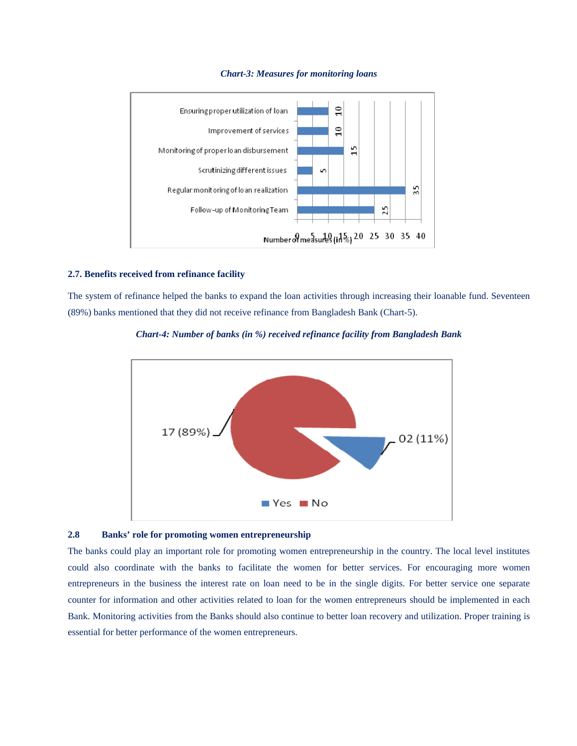*Chart-3: Measures for monitoring loans*

| Measure | Number of measures (in %) |
|---|---|
| Ensuring proper utilization of loan | 10 |
| Improvement of services | 10 |
| Monitoring of proper loan disbursement | 15 |
| Scrutinizing different issues | 5 |
| Regular monitoring of loan realization | 35 |
| Follow-up of Monitoring Team | 25 |

### 2.7. Benefits received from refinance facility

The system of refinance helped the banks to expand the loan activities through increasing their loanable fund. Seventeen (89%) banks mentioned that they did not receive refinance from Bangladesh Bank (Chart-5).

*Chart-4: Number of banks (in %) received refinance facility from Bangladesh Bank*

| Response | Number of banks |
|---|---|
| Yes | 02 (11%) |
| No | 17 (89%) |

### 2.8 Banks' role for promoting women entrepreneurship

The banks could play an important role for promoting women entrepreneurship in the country. The local level institutes could also coordinate with the banks to facilitate the women for better services. For encouraging more women entrepreneurs in the business the interest rate on loan need to be in the single digits. For better service one separate counter for information and other activities related to loan for the women entrepreneurs should be implemented in each Bank. Monitoring activities from the Banks should also continue to better loan recovery and utilization. Proper training is essential for better performance of the women entrepreneurs.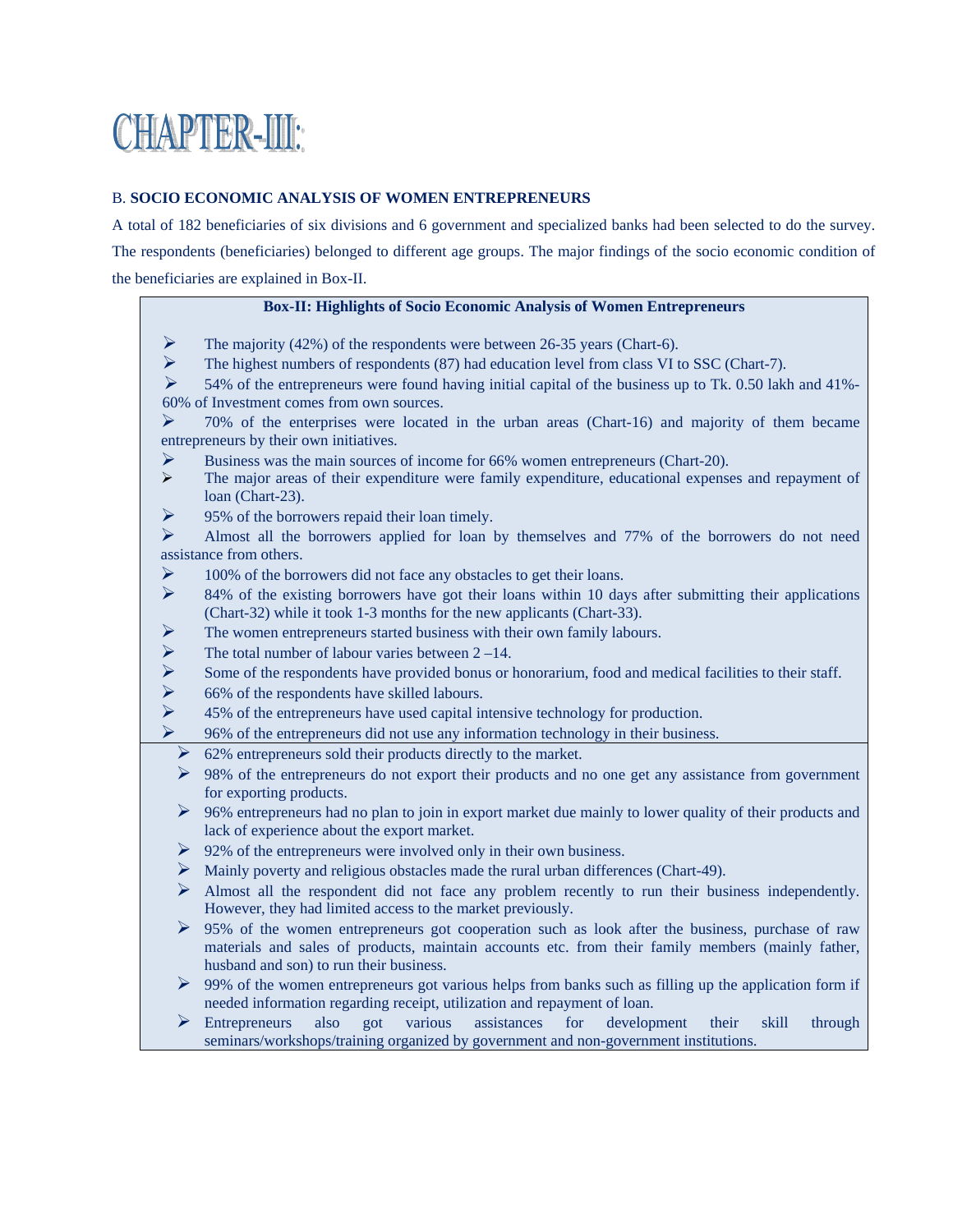# CHAPTER-III:

## B. SOCIO ECONOMIC ANALYSIS OF WOMEN ENTREPRENEURS

A total of 182 beneficiaries of six divisions and 6 government and specialized banks had been selected to do the survey. The respondents (beneficiaries) belonged to different age groups. The major findings of the socio economic condition of the beneficiaries are explained in Box-II.

**Box-II: Highlights of Socio Economic Analysis of Women Entrepreneurs**

- The majority (42%) of the respondents were between 26-35 years (Chart-6).
- The highest numbers of respondents (87) had education level from class VI to SSC (Chart-7).
- 54% of the entrepreneurs were found having initial capital of the business up to Tk. 0.50 lakh and 41%-60% of Investment comes from own sources.
- 70% of the enterprises were located in the urban areas (Chart-16) and majority of them became entrepreneurs by their own initiatives.
- Business was the main sources of income for 66% women entrepreneurs (Chart-20).
- The major areas of their expenditure were family expenditure, educational expenses and repayment of loan (Chart-23).
- 95% of the borrowers repaid their loan timely.
- Almost all the borrowers applied for loan by themselves and 77% of the borrowers do not need assistance from others.
- 100% of the borrowers did not face any obstacles to get their loans.
- 84% of the existing borrowers have got their loans within 10 days after submitting their applications (Chart-32) while it took 1-3 months for the new applicants (Chart-33).
- The women entrepreneurs started business with their own family labours.
- The total number of labour varies between 2 –14.
- Some of the respondents have provided bonus or honorarium, food and medical facilities to their staff.
- 66% of the respondents have skilled labours.
- 45% of the entrepreneurs have used capital intensive technology for production.
- 96% of the entrepreneurs did not use any information technology in their business.
- 62% entrepreneurs sold their products directly to the market.
- 98% of the entrepreneurs do not export their products and no one get any assistance from government for exporting products.
- 96% entrepreneurs had no plan to join in export market due mainly to lower quality of their products and lack of experience about the export market.
- 92% of the entrepreneurs were involved only in their own business.
- Mainly poverty and religious obstacles made the rural urban differences (Chart-49).
- Almost all the respondent did not face any problem recently to run their business independently. However, they had limited access to the market previously.
- 95% of the women entrepreneurs got cooperation such as look after the business, purchase of raw materials and sales of products, maintain accounts etc. from their family members (mainly father, husband and son) to run their business.
- 99% of the women entrepreneurs got various helps from banks such as filling up the application form if needed information regarding receipt, utilization and repayment of loan.
- Entrepreneurs also got various assistances for development their skill through seminars/workshops/training organized by government and non-government institutions.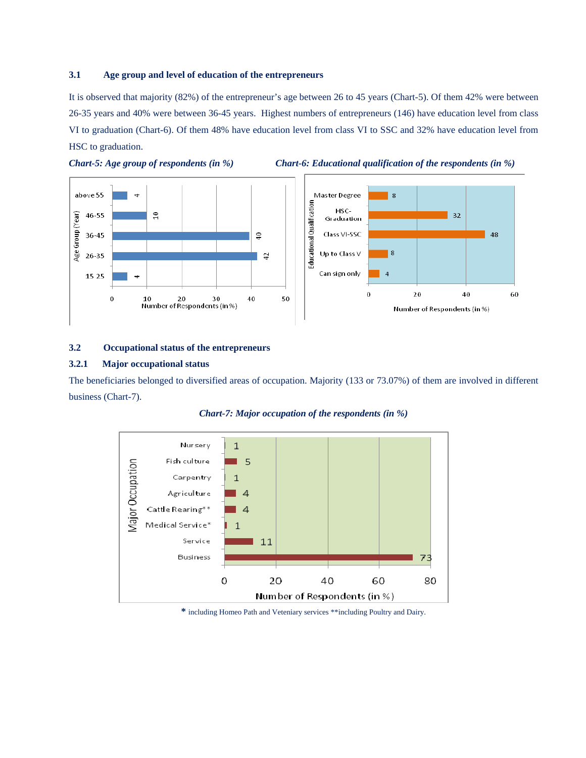### 3.1 Age group and level of education of the entrepreneurs

It is observed that majority (82%) of the entrepreneur's age between 26 to 45 years (Chart-5). Of them 42% were between 26-35 years and 40% were between 36-45 years. Highest numbers of entrepreneurs (146) have education level from class VI to graduation (Chart-6). Of them 48% have education level from class VI to SSC and 32% have education level from HSC to graduation.

*Chart-5: Age group of respondents (in %)*

| Age Group (Year) | Number of Respondents (in %) |
|---|---|
| above 55 | 4 |
| 46-55 | 10 |
| 36-45 | 40 |
| 26-35 | 42 |
| 15 25 | 4 |

*Chart-6: Educational qualification of the respondents (in %)*

| Educational Qualification | Number of Respondents (in %) |
|---|---|
| Master Degree | 8 |
| HSC-Graduation | 32 |
| Class VI-SSC | 48 |
| Up to Class V | 8 |
| Can sign only | 4 |

### 3.2 Occupational status of the entrepreneurs

#### 3.2.1 Major occupational status

The beneficiaries belonged to diversified areas of occupation. Majority (133 or 73.07%) of them are involved in different business (Chart-7).

*Chart-7: Major occupation of the respondents (in %)*

| Major Occupation | Number of Respondents (in %) |
|---|---|
| Nursery | 1 |
| Fish culture | 5 |
| Carpentry | 1 |
| Agriculture | 4 |
| Cattle Rearing** | 4 |
| Medical Service* | 1 |
| Service | 11 |
| Business | 73 |

* including Homeo Path and Veteniary services **including Poultry and Dairy.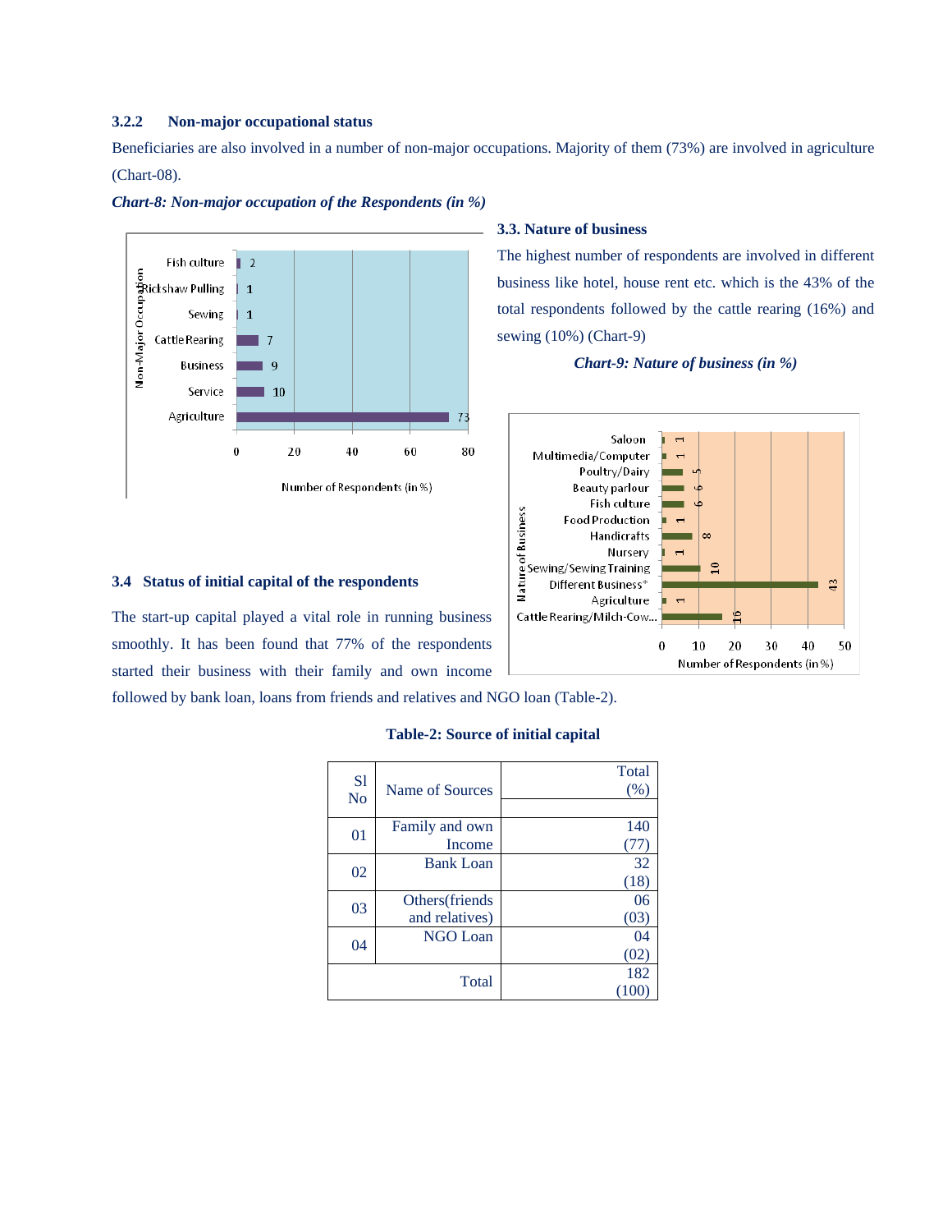### 3.2.2 Non-major occupational status

Beneficiaries are also involved in a number of non-major occupations. Majority of them (73%) are involved in agriculture (Chart-08).

***Chart-8: Non-major occupation of the Respondents (in %)***

| Non-Major Occupation | Number of Respondents (in %) |
|---|---|
| Fish culture | 2 |
| Rickshaw Pulling | 1 |
| Sewing | 1 |
| Cattle Rearing | 7 |
| Business | 9 |
| Service | 10 |
| Agriculture | 73 |

### 3.3. Nature of business

The highest number of respondents are involved in different business like hotel, house rent etc. which is the 43% of the total respondents followed by the cattle rearing (16%) and sewing (10%) (Chart-9)

***Chart-9: Nature of business (in %)***

| Nature of Business | Number of Respondents (in %) |
|---|---|
| Saloon | 1 |
| Multimedia/Computer | 1 |
| Poultry/Dairy | 5 |
| Beauty parlour | 6 |
| Fish culture | 6 |
| Food Production | 1 |
| Handicrafts | 8 |
| Nursery | 1 |
| Sewing/Sewing Training | 10 |
| Different Business* | 43 |
| Agriculture | 1 |
| Cattle Rearing/Milch-Cow... | 16 |

### 3.4 Status of initial capital of the respondents

The start-up capital played a vital role in running business smoothly. It has been found that 77% of the respondents started their business with their family and own income followed by bank loan, loans from friends and relatives and NGO loan (Table-2).

**Table-2: Source of initial capital**

| Sl No | Name of Sources | Total (%) |
|---|---|---|
| 01 | Family and own Income | 140 (77) |
| 02 | Bank Loan | 32 (18) |
| 03 | Others(friends and relatives) | 06 (03) |
| 04 | NGO Loan | 04 (02) |
| | Total | 182 (100) |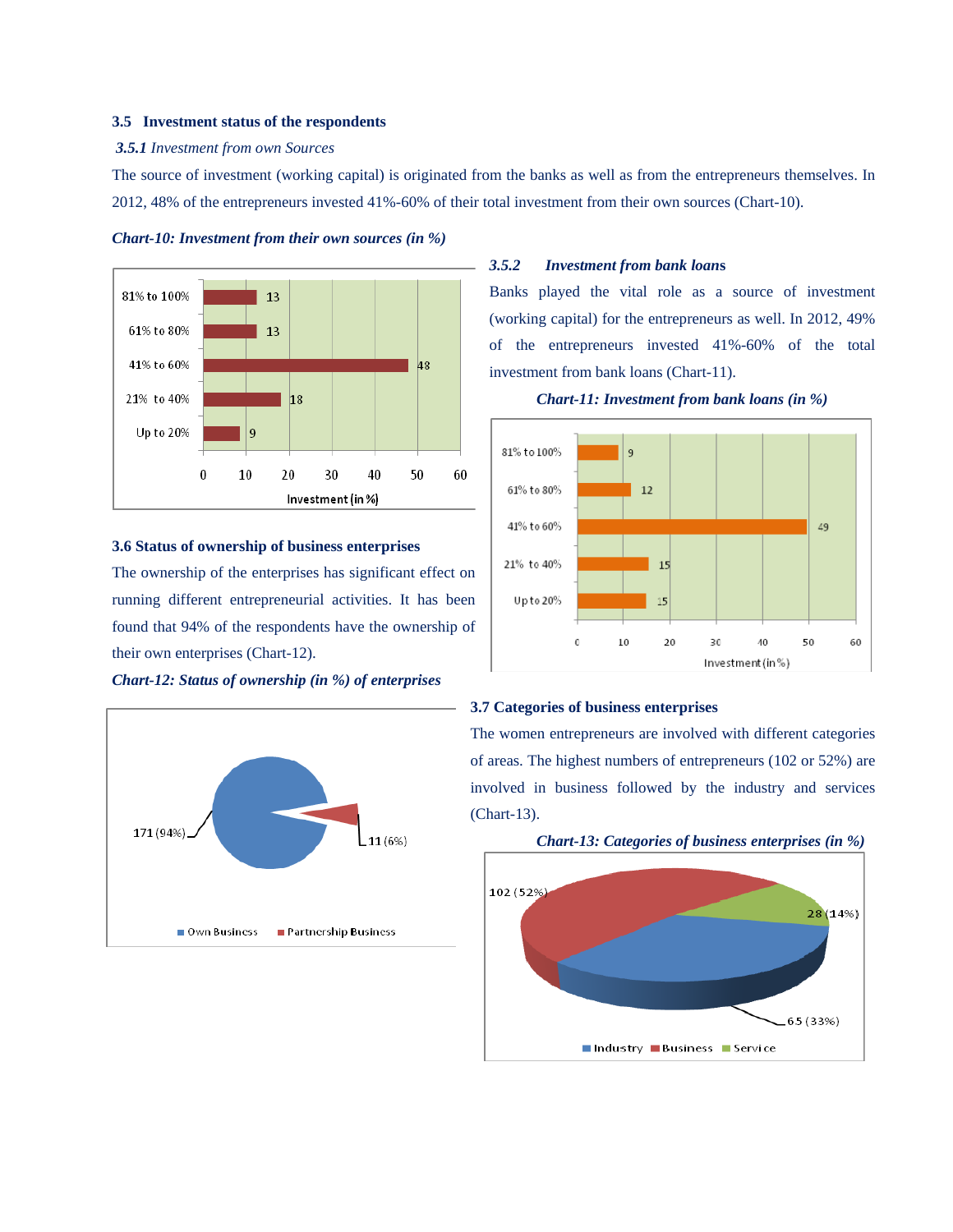### 3.5 Investment status of the respondents

#### *3.5.1 Investment from own Sources*

The source of investment (working capital) is originated from the banks as well as from the entrepreneurs themselves. In 2012, 48% of the entrepreneurs invested 41%-60% of their total investment from their own sources (Chart-10).

***Chart-10: Investment from their own sources (in %)***

| Investment share | Investment (in %) |
|---|---|
| 81% to 100% | 13 |
| 61% to 80% | 13 |
| 41% to 60% | 48 |
| 21% to 40% | 18 |
| Up to 20% | 9 |

#### *3.5.2 Investment from bank loans*

Banks played the vital role as a source of investment (working capital) for the entrepreneurs as well. In 2012, 49% of the entrepreneurs invested 41%-60% of the total investment from bank loans (Chart-11).

***Chart-11: Investment from bank loans (in %)***

| Investment share | Investment (in %) |
|---|---|
| 81% to 100% | 9 |
| 61% to 80% | 12 |
| 41% to 60% | 49 |
| 21% to 40% | 15 |
| Up to 20% | 15 |

### 3.6 Status of ownership of business enterprises

The ownership of the enterprises has significant effect on running different entrepreneurial activities. It has been found that 94% of the respondents have the ownership of their own enterprises (Chart-12).

***Chart-12: Status of ownership (in %) of enterprises***

| Ownership | Number (%) |
|---|---|
| Own Business | 171 (94%) |
| Partnership Business | 11 (6%) |

### 3.7 Categories of business enterprises

The women entrepreneurs are involved with different categories of areas. The highest numbers of entrepreneurs (102 or 52%) are involved in business followed by the industry and services (Chart-13).

***Chart-13: Categories of business enterprises (in %)***

| Category | Number (%) |
|---|---|
| Industry | 65 (33%) |
| Business | 102 (52%) |
| Service | 28 (14%) |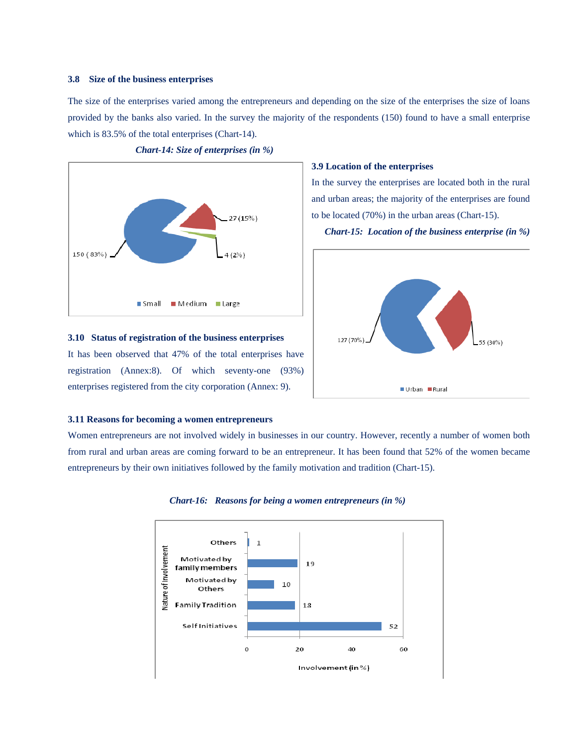### 3.8 Size of the business enterprises

The size of the enterprises varied among the entrepreneurs and depending on the size of the enterprises the size of loans provided by the banks also varied. In the survey the majority of the respondents (150) found to have a small enterprise which is 83.5% of the total enterprises (Chart-14).

***Chart-14: Size of enterprises (in %)***

| Size | Number (%) |
|---|---|
| Small | 150 (83%) |
| Medium | 27 (15%) |
| Large | 4 (2%) |

### 3.9 Location of the enterprises

In the survey the enterprises are located both in the rural and urban areas; the majority of the enterprises are found to be located (70%) in the urban areas (Chart-15).

***Chart-15: Location of the business enterprise (in %)***

| Location | Number (%) |
|---|---|
| Urban | 127 (70%) |
| Rural | 55 (30%) |

### 3.10 Status of registration of the business enterprises

It has been observed that 47% of the total enterprises have registration (Annex:8). Of which seventy-one (93%) enterprises registered from the city corporation (Annex: 9).

### 3.11 Reasons for becoming a women entrepreneurs

Women entrepreneurs are not involved widely in businesses in our country. However, recently a number of women both from rural and urban areas are coming forward to be an entrepreneur. It has been found that 52% of the women became entrepreneurs by their own initiatives followed by the family motivation and tradition (Chart-15).

***Chart-16: Reasons for being a women entrepreneurs (in %)***

| Nature of Involvement | Involvement (in %) |
|---|---|
| Others | 1 |
| Motivated by family members | 19 |
| Motivated by Others | 10 |
| Family Tradition | 18 |
| Self Initiatives | 52 |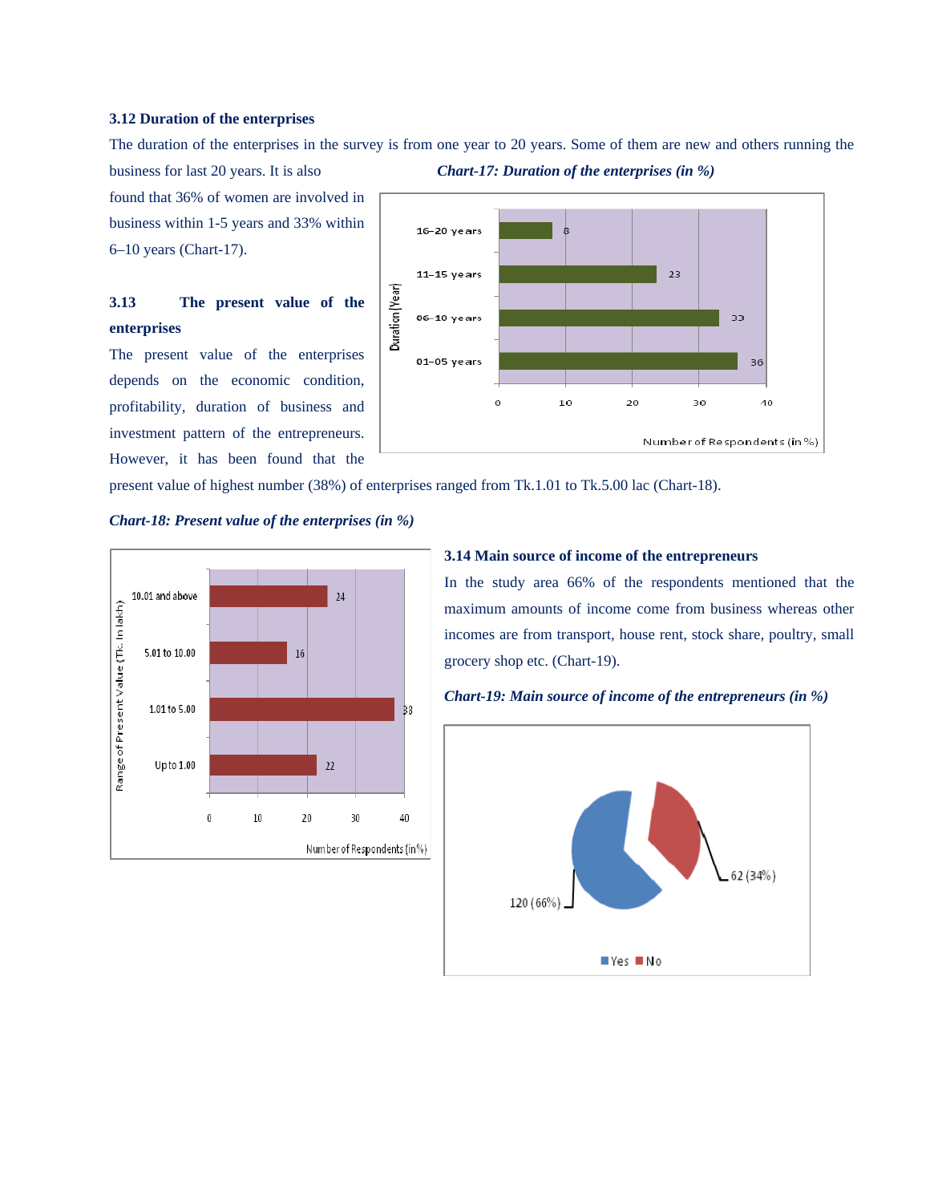### 3.12 Duration of the enterprises

The duration of the enterprises in the survey is from one year to 20 years. Some of them are new and others running the business for last 20 years. It is also found that 36% of women are involved in business within 1-5 years and 33% within 6–10 years (Chart-17).

*Chart-17: Duration of the enterprises (in %)*

| Duration (Year) | Number of Respondents (in %) |
|---|---|
| 16-20 years | 8 |
| 11-15 years | 23 |
| 06-10 years | 33 |
| 01-05 years | 36 |

### 3.13 The present value of the enterprises

The present value of the enterprises depends on the economic condition, profitability, duration of business and investment pattern of the entrepreneurs. However, it has been found that the present value of highest number (38%) of enterprises ranged from Tk.1.01 to Tk.5.00 lac (Chart-18).

*Chart-18: Present value of the enterprises (in %)*

| Range of Present Value (Tk. In lakh) | Number of Respondents (in %) |
|---|---|
| 10.01 and above | 24 |
| 5.01 to 10.00 | 16 |
| 1.01 to 5.00 | 38 |
| Up to 1.00 | 22 |

### 3.14 Main source of income of the entrepreneurs

In the study area 66% of the respondents mentioned that the maximum amounts of income come from business whereas other incomes are from transport, house rent, stock share, poultry, small grocery shop etc. (Chart-19).

*Chart-19: Main source of income of the entrepreneurs (in %)*

| Response | Number (%) |
|---|---|
| Yes | 120 (66%) |
| No | 62 (34%) |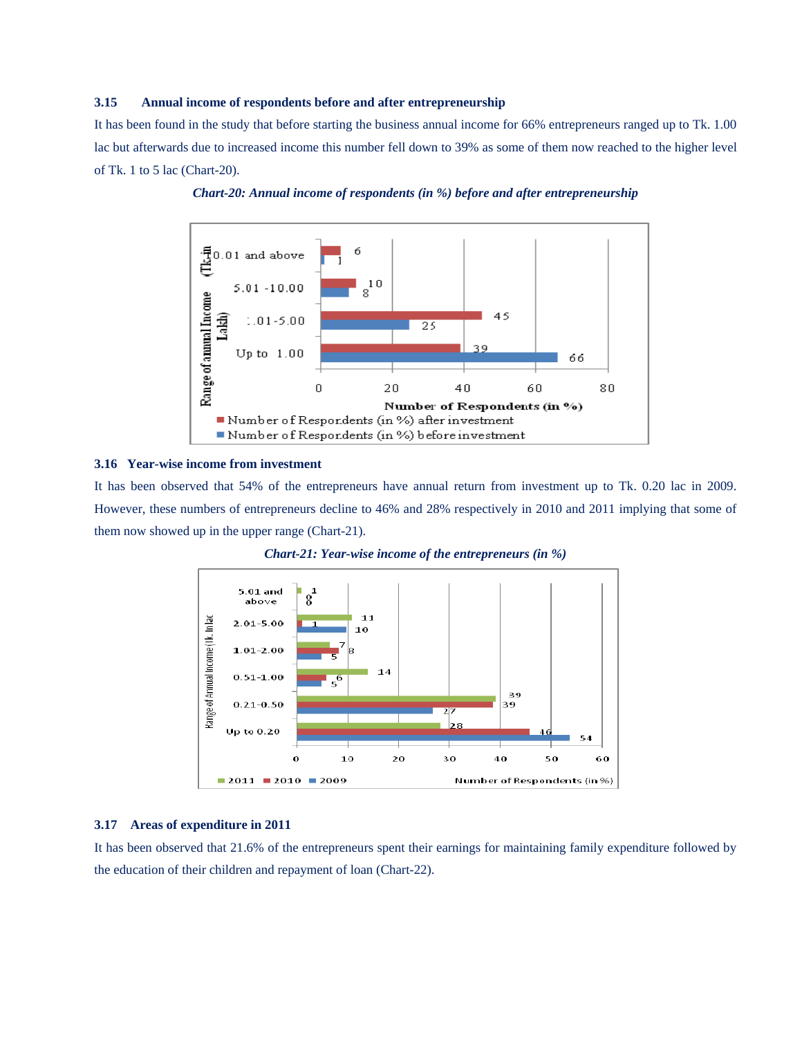### 3.15 Annual income of respondents before and after entrepreneurship

It has been found in the study that before starting the business annual income for 66% entrepreneurs ranged up to Tk. 1.00 lac but afterwards due to increased income this number fell down to 39% as some of them now reached to the higher level of Tk. 1 to 5 lac (Chart-20).

***Chart-20: Annual income of respondents (in %) before and after entrepreneurship***

| Range of annual Income (Tk. in Lakh) | Number of Respondents (in %) after investment | Number of Respondents (in %) before investment |
|---|---|---|
| 10.01 and above | 6 | 1 |
| 5.01 -10.00 | 10 | 8 |
| 1.01-5.00 | 45 | 25 |
| Up to 1.00 | 39 | 66 |

### 3.16 Year-wise income from investment

It has been observed that 54% of the entrepreneurs have annual return from investment up to Tk. 0.20 lac in 2009. However, these numbers of entrepreneurs decline to 46% and 28% respectively in 2010 and 2011 implying that some of them now showed up in the upper range (Chart-21).

***Chart-21: Year-wise income of the entrepreneurs (in %)***

| Range of Annual Income (Tk. In Lac) | 2011 | 2010 | 2009 |
|---|---|---|---|
| 5.01 and above | 1 | 0 | 0 |
| 2.01-5.00 | 11 | 1 | 10 |
| 1.01-2.00 | 7 | 8 | 5 |
| 0.51-1.00 | 14 | 6 | 5 |
| 0.21-0.50 | 39 | 39 | 27 |
| Up to 0.20 | 28 | 46 | 54 |

### 3.17 Areas of expenditure in 2011

It has been observed that 21.6% of the entrepreneurs spent their earnings for maintaining family expenditure followed by the education of their children and repayment of loan (Chart-22).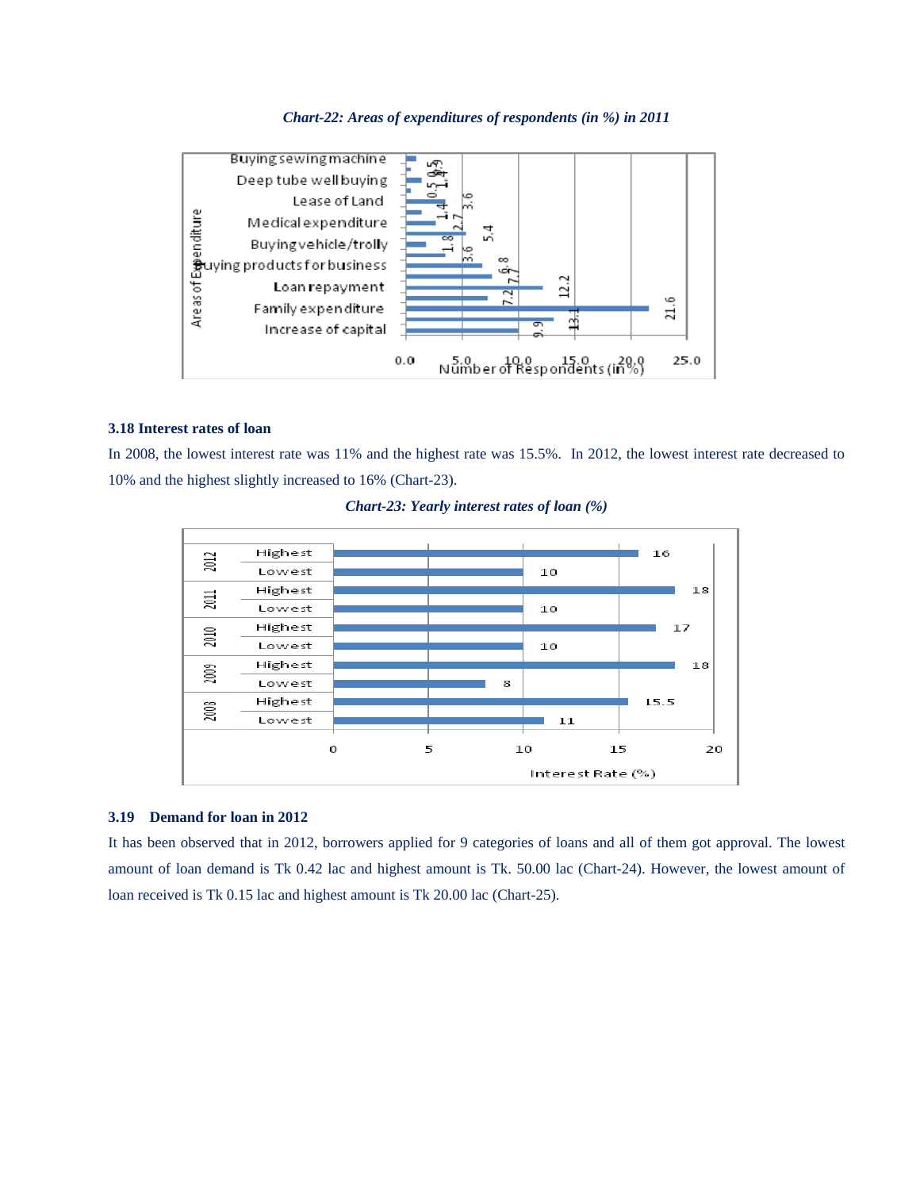*Chart-22: Areas of expenditures of respondents (in %) in 2011*

### 3.18 Interest rates of loan

In 2008, the lowest interest rate was 11% and the highest rate was 15.5%. In 2012, the lowest interest rate decreased to 10% and the highest slightly increased to 16% (Chart-23).

*Chart-23: Yearly interest rates of loan (%)*

| Year | | Interest Rate (%) |
|---|---|---|
| 2012 | Highest | 16 |
| 2012 | Lowest | 10 |
| 2011 | Highest | 18 |
| 2011 | Lowest | 10 |
| 2010 | Highest | 17 |
| 2010 | Lowest | 10 |
| 2009 | Highest | 18 |
| 2009 | Lowest | 8 |
| 2008 | Highest | 15.5 |
| 2008 | Lowest | 11 |

### 3.19 Demand for loan in 2012

It has been observed that in 2012, borrowers applied for 9 categories of loans and all of them got approval. The lowest amount of loan demand is Tk 0.42 lac and highest amount is Tk. 50.00 lac (Chart-24). However, the lowest amount of loan received is Tk 0.15 lac and highest amount is Tk 20.00 lac (Chart-25).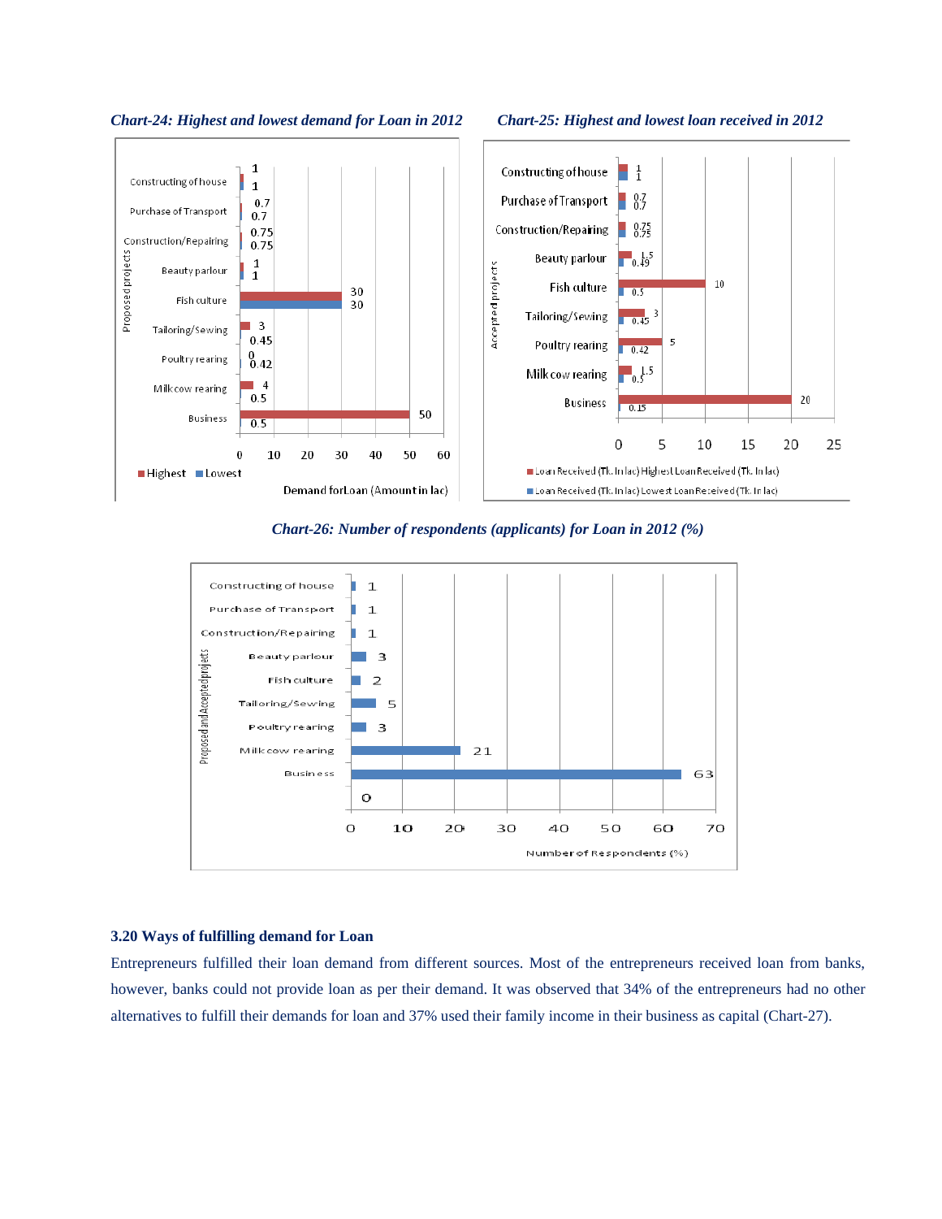*Chart-24: Highest and lowest demand for Loan in 2012*

| Proposed projects | Highest | Lowest |
|---|---|---|
| Constructing of house | 1 | 1 |
| Purchase of Transport | 0.7 | 0.7 |
| Construction/Repairing | 0.75 | 0.75 |
| Beauty parlour | 1 | 1 |
| Fish culture | 30 | 30 |
| Tailoring/Sewing | 3 | 0.45 |
| Poultry rearing | 0 | 0.42 |
| Milk cow rearing | 4 | 0.5 |
| Business | 50 | 0.5 |

Demand for Loan (Amount in lac)

*Chart-25: Highest and lowest loan received in 2012*

| Accepted projects | Loan Received (Tk. In lac) Highest Loan Received (Tk. In lac) | Loan Received (Tk. In lac) Lowest Loan Received (Tk. In lac) |
|---|---|---|
| Constructing of house | 1 | 1 |
| Purchase of Transport | 0.7 | 0.7 |
| Construction/Repairing | 0.75 | 0.75 |
| Beauty parlour | 1.5 | 0.49 |
| Fish culture | 10 | 0.5 |
| Tailoring/Sewing | 3 | 0.45 |
| Poultry rearing | 5 | 0.42 |
| Milk cow rearing | 1.5 | 0.5 |
| Business | 20 | 0.15 |

*Chart-26: Number of respondents (applicants) for Loan in 2012 (%)*

| Proposed and Accepted projects | Number of Respondents (%) |
|---|---|
| Constructing of house | 1 |
| Purchase of Transport | 1 |
| Construction/Repairing | 1 |
| Beauty parlour | 3 |
| Fish culture | 2 |
| Tailoring/Sewing | 5 |
| Poultry rearing | 3 |
| Milk cow rearing | 21 |
| Business | 63 |
| | 0 |

### 3.20 Ways of fulfilling demand for Loan

Entrepreneurs fulfilled their loan demand from different sources. Most of the entrepreneurs received loan from banks, however, banks could not provide loan as per their demand. It was observed that 34% of the entrepreneurs had no other alternatives to fulfill their demands for loan and 37% used their family income in their business as capital (Chart-27).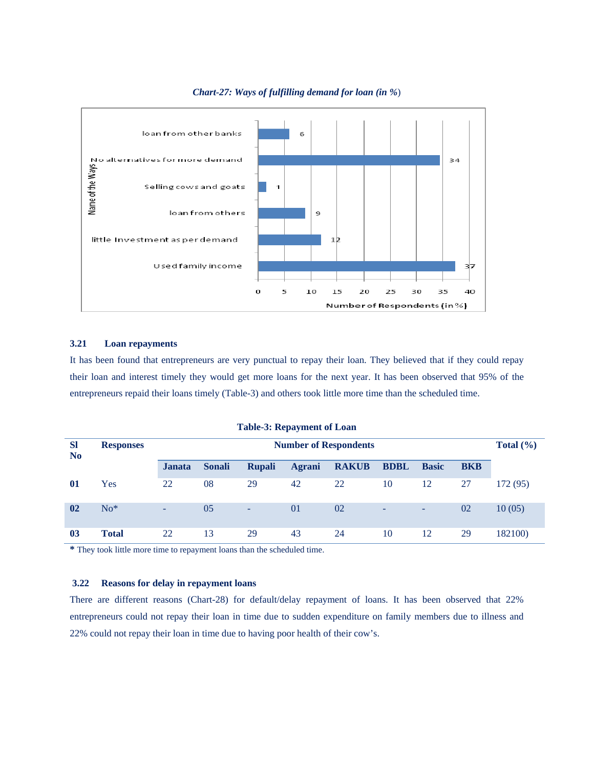*Chart-27: Ways of fulfilling demand for loan (in %)*

| Name of the Ways | Number of Respondents (in %) |
|---|---|
| loan from other banks | 6 |
| No alternatives for more demand | 34 |
| Selling cows and goats | 1 |
| loan from others | 9 |
| little Investment as per demand | 12 |
| Used family income | 37 |

### 3.21 Loan repayments

It has been found that entrepreneurs are very punctual to repay their loan. They believed that if they could repay their loan and interest timely they would get more loans for the next year. It has been observed that 95% of the entrepreneurs repaid their loans timely (Table-3) and others took little more time than the scheduled time.

**Table-3: Repayment of Loan**

| Sl No | Responses | Number of Respondents | | | | | | | | Total (%) |
|---|---|---|---|---|---|---|---|---|---|---|
| | | Janata | Sonali | Rupali | Agrani | RAKUB | BDBL | Basic | BKB | |
| 01 | Yes | 22 | 08 | 29 | 42 | 22 | 10 | 12 | 27 | 172 (95) |
| 02 | No* | - | 05 | - | 01 | 02 | - | - | 02 | 10 (05) |
| 03 | Total | 22 | 13 | 29 | 43 | 24 | 10 | 12 | 29 | 182100) |

**\*** They took little more time to repayment loans than the scheduled time.

### 3.22 Reasons for delay in repayment loans

There are different reasons (Chart-28) for default/delay repayment of loans. It has been observed that 22% entrepreneurs could not repay their loan in time due to sudden expenditure on family members due to illness and 22% could not repay their loan in time due to having poor health of their cow's.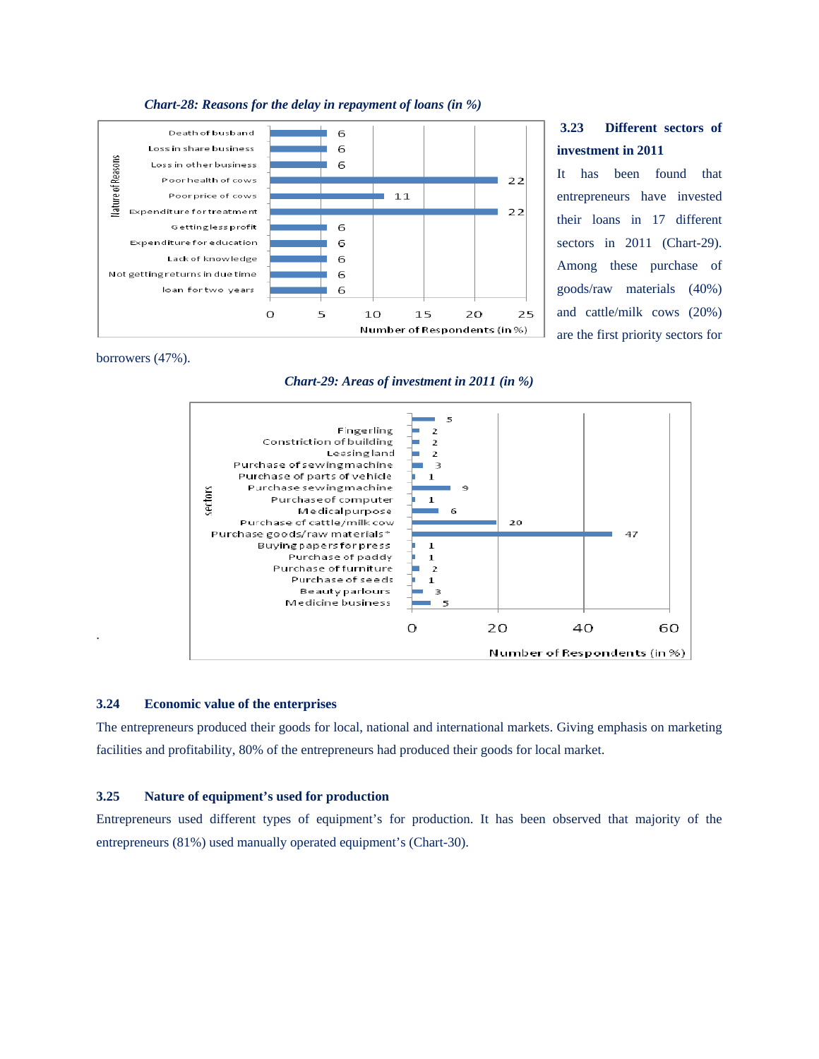*Chart-28: Reasons for the delay in repayment of loans (in %)*

| Nature of Reasons | Number of Respondents (in %) |
|---|---|
| Death of husband | 6 |
| Loss in share business | 6 |
| Loss in other business | 6 |
| Poor health of cows | 22 |
| Poor price of cows | 11 |
| Expenditure for treatment | 22 |
| Getting less profit | 6 |
| Expenditure for education | 6 |
| Lack of knowledge | 6 |
| Not getting returns in due time | 6 |
| loan for two years | 6 |

### 3.23 Different sectors of investment in 2011

It has been found that entrepreneurs have invested their loans in 17 different sectors in 2011 (Chart-29). Among these purchase of goods/raw materials (40%) and cattle/milk cows (20%) are the first priority sectors for borrowers (47%).

*Chart-29: Areas of investment in 2011 (in %)*

| Sectors | Number of Respondents (in %) |
|---|---|
|  | 5 |
| Fingerling | 2 |
| Constriction of building | 2 |
| Leasing land | 2 |
| Purchase of sewing machine | 3 |
| Purchase of parts of vehicle | 1 |
| Purchase sewing machine | 9 |
| Purchase of computer | 1 |
| Medical purpose | 6 |
| Purchase of cattle/milk cow | 20 |
| Purchase goods/raw materials* | 47 |
| Buying papers for press | 1 |
| Purchase of paddy | 1 |
| Purchase of furniture | 2 |
| Purchase of seeds | 1 |
| Beauty parlours | 3 |
| Medicine business | 5 |

### 3.24 Economic value of the enterprises

The entrepreneurs produced their goods for local, national and international markets. Giving emphasis on marketing facilities and profitability, 80% of the entrepreneurs had produced their goods for local market.

### 3.25 Nature of equipment's used for production

Entrepreneurs used different types of equipment's for production. It has been observed that majority of the entrepreneurs (81%) used manually operated equipment's (Chart-30).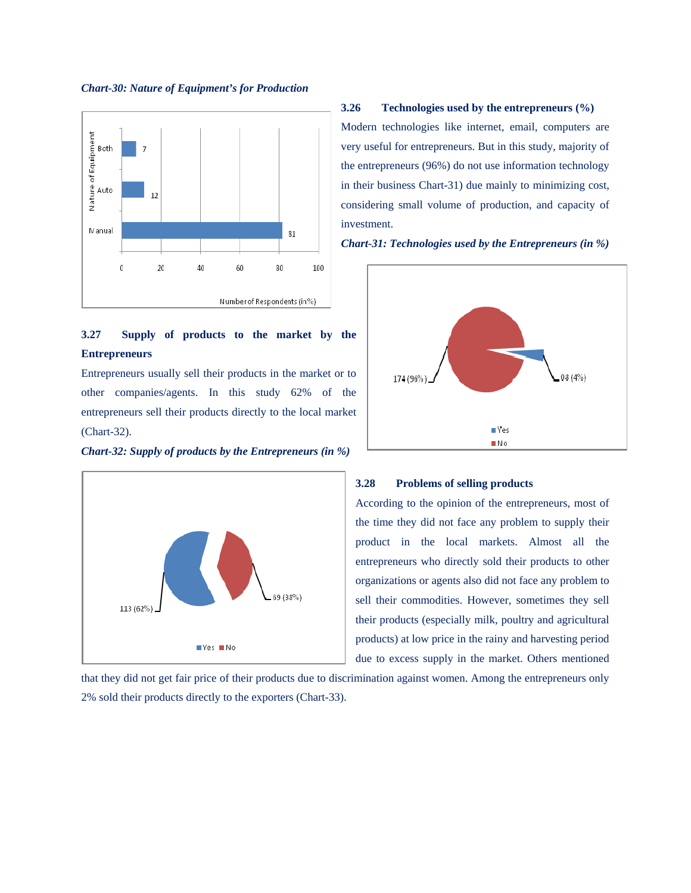*Chart-30: Nature of Equipment's for Production*

| Nature of Equipment | Number of Respondents (in %) |
|---|---|
| Both | 7 |
| Auto | 12 |
| Manual | 81 |

### 3.26 Technologies used by the entrepreneurs (%)

Modern technologies like internet, email, computers are very useful for entrepreneurs. But in this study, majority of the entrepreneurs (96%) do not use information technology in their business Chart-31) due mainly to minimizing cost, considering small volume of production, and capacity of investment.

*Chart-31: Technologies used by the Entrepreneurs (in %)*

| | |
|---|---|
| Yes | 08 (4%) |
| No | 174 (96%) |

### 3.27 Supply of products to the market by the Entrepreneurs

Entrepreneurs usually sell their products in the market or to other companies/agents. In this study 62% of the entrepreneurs sell their products directly to the local market (Chart-32).

*Chart-32: Supply of products by the Entrepreneurs (in %)*

| | |
|---|---|
| Yes | 113 (62%) |
| No | 69 (38%) |

### 3.28 Problems of selling products

According to the opinion of the entrepreneurs, most of the time they did not face any problem to supply their product in the local markets. Almost all the entrepreneurs who directly sold their products to other organizations or agents also did not face any problem to sell their commodities. However, sometimes they sell their products (especially milk, poultry and agricultural products) at low price in the rainy and harvesting period due to excess supply in the market. Others mentioned that they did not get fair price of their products due to discrimination against women. Among the entrepreneurs only 2% sold their products directly to the exporters (Chart-33).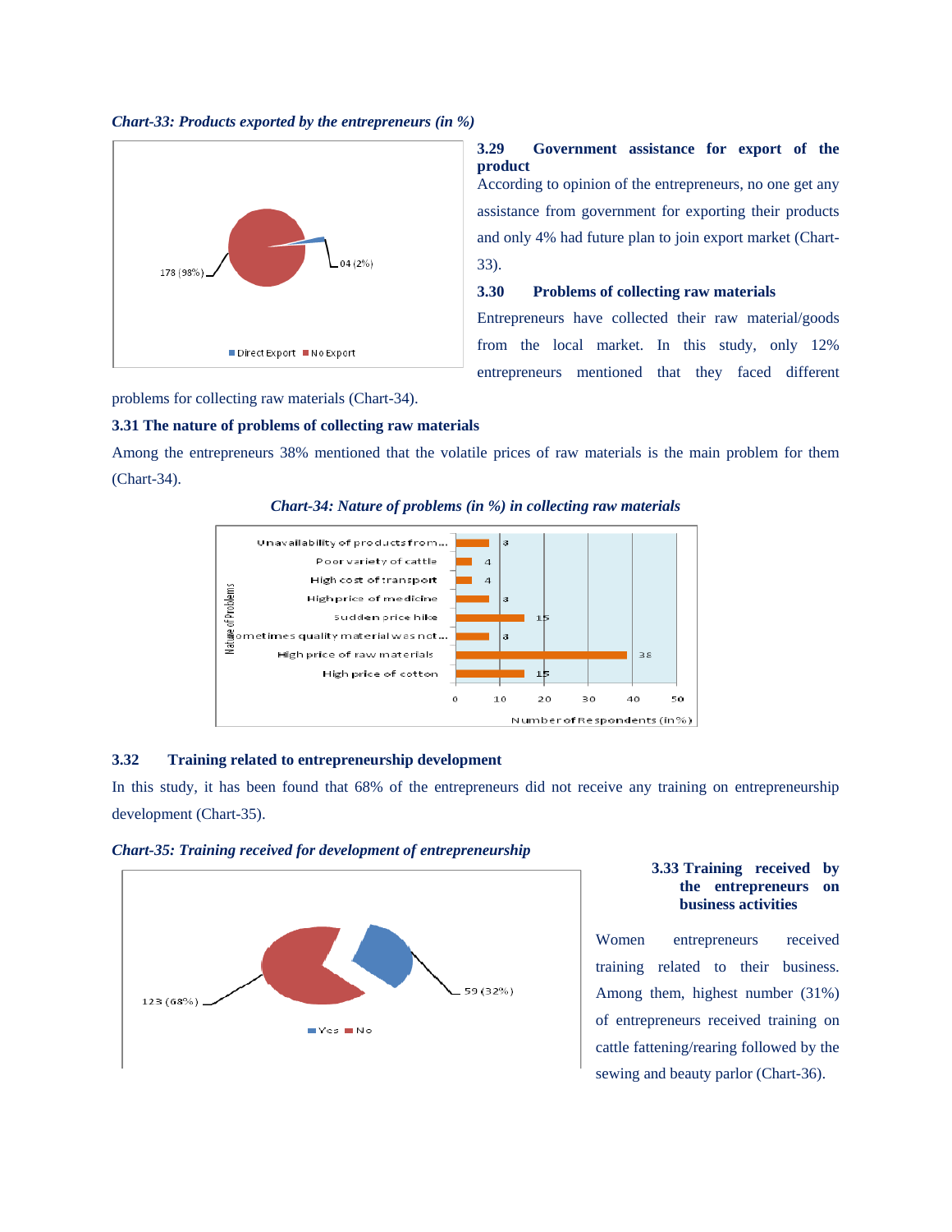*Chart-33: Products exported by the entrepreneurs (in %)*

178 (98%)

04 (2%)

Direct Export ■ No Export

### 3.29 Government assistance for export of the product

According to opinion of the entrepreneurs, no one get any assistance from government for exporting their products and only 4% had future plan to join export market (Chart-33).

### 3.30 Problems of collecting raw materials

Entrepreneurs have collected their raw material/goods from the local market. In this study, only 12% entrepreneurs mentioned that they faced different problems for collecting raw materials (Chart-34).

### 3.31 The nature of problems of collecting raw materials

Among the entrepreneurs 38% mentioned that the volatile prices of raw materials is the main problem for them (Chart-34).

*Chart-34: Nature of problems (in %) in collecting raw materials*

| Nature of Problems | Number of Respondents (in %) |
|---|---|
| Unavailability of products from... | 8 |
| Poor variety of cattle | 4 |
| High cost of transport | 4 |
| High price of medicine | 8 |
| sudden price hike | 15 |
| Sometimes quality material was not... | 8 |
| High price of raw materials | 38 |
| High price of cotton | 15 |

### 3.32 Training related to entrepreneurship development

In this study, it has been found that 68% of the entrepreneurs did not receive any training on entrepreneurship development (Chart-35).

*Chart-35: Training received for development of entrepreneurship*

123 (68%)

59 (32%)

Yes ■ No

### 3.33 Training received by the entrepreneurs on business activities

Women entrepreneurs received training related to their business. Among them, highest number (31%) of entrepreneurs received training on cattle fattening/rearing followed by the sewing and beauty parlor (Chart-36).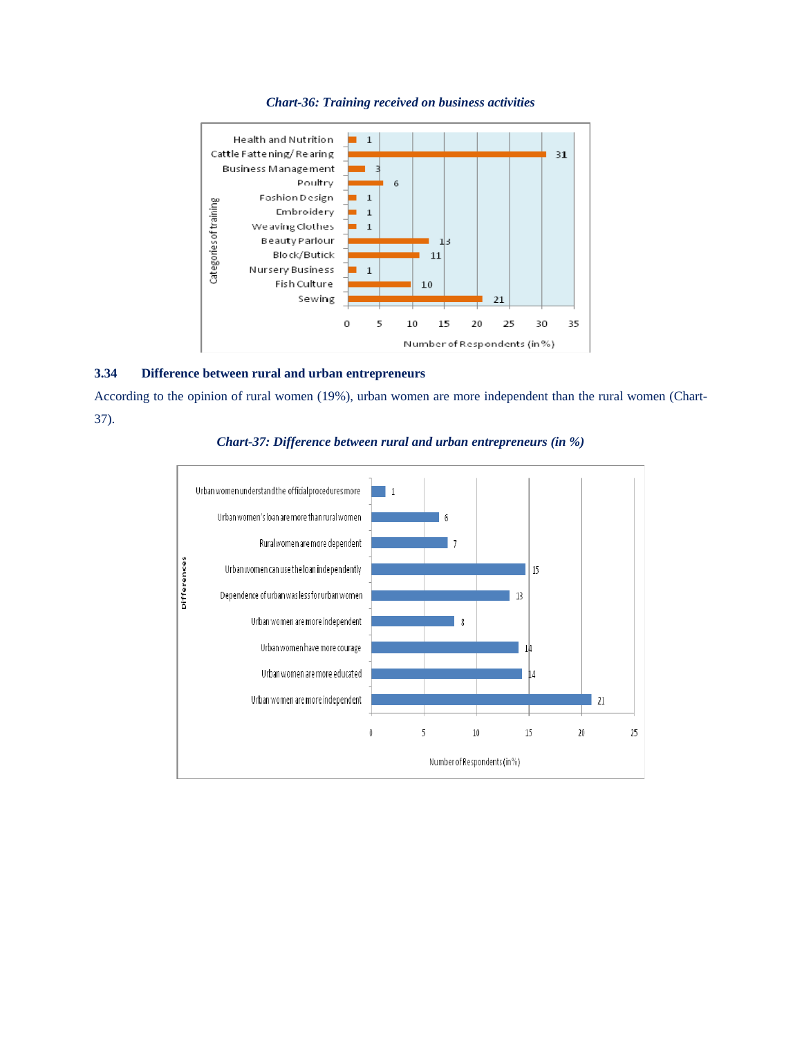*Chart-36: Training received on business activities*

| Categories of training | Number of Respondents (in %) |
|---|---|
| Health and Nutrition | 1 |
| Cattle Fattening/ Rearing | 31 |
| Business Management | 3 |
| Poultry | 6 |
| Fashion Design | 1 |
| Embroidery | 1 |
| Weaving Clothes | 1 |
| Beauty Parlour | 13 |
| Block/Butick | 11 |
| Nursery Business | 1 |
| Fish Culture | 10 |
| Sewing | 21 |

### 3.34 Difference between rural and urban entrepreneurs

According to the opinion of rural women (19%), urban women are more independent than the rural women (Chart-37).

*Chart-37: Difference between rural and urban entrepreneurs (in %)*

| Differences | Number of Respondents (in %) |
|---|---|
| Urban women understand the official procedures more | 1 |
| Urban women's loan are more than rural women | 6 |
| Rural women are more dependent | 7 |
| Urban women can use the loan independently | 15 |
| Dependence of urban was less for urban women | 13 |
| Urban women are more independent | 8 |
| Urban women have more courage | 14 |
| Urban women are more educated | 14 |
| Urban women are more independent | 21 |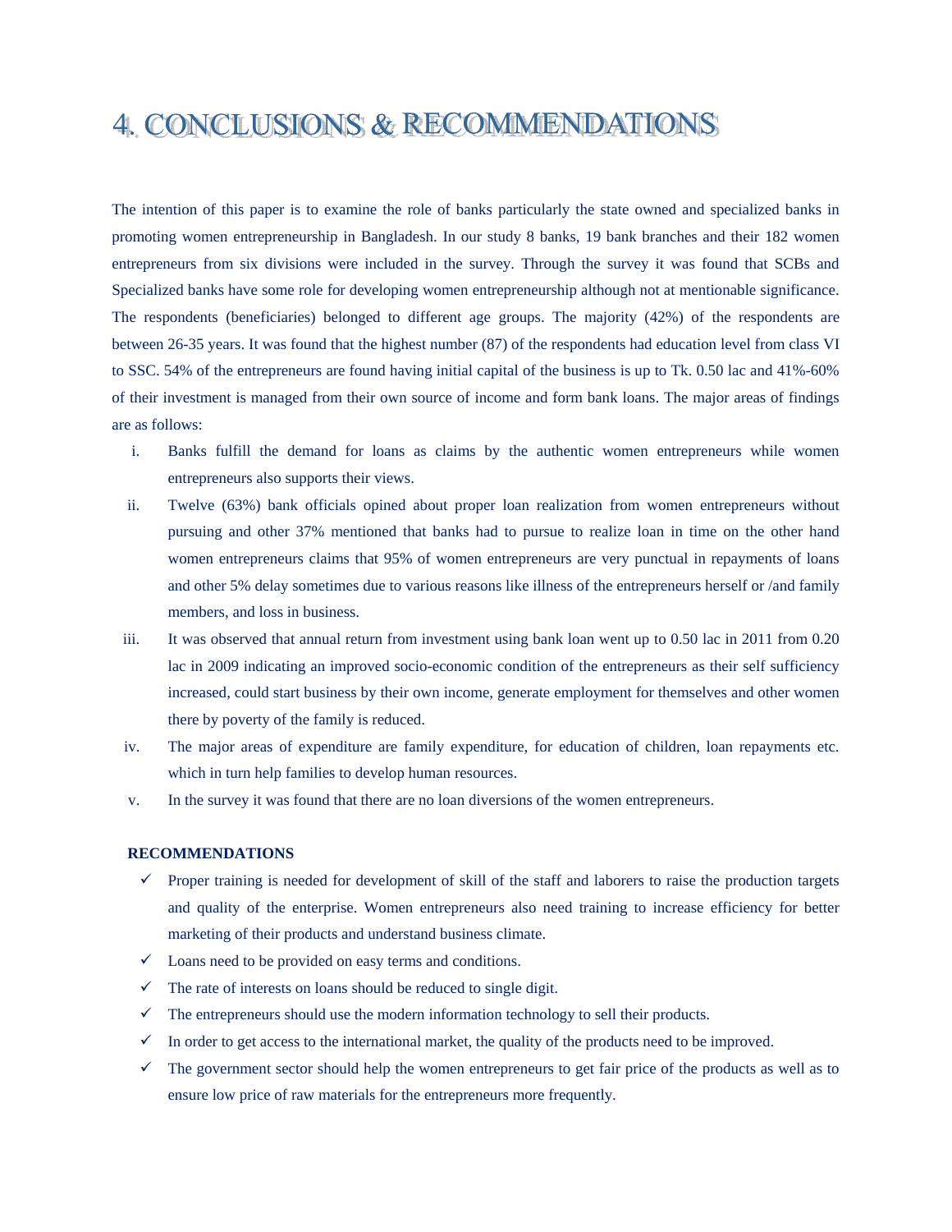# 4. CONCLUSIONS & RECOMMENDATIONS

The intention of this paper is to examine the role of banks particularly the state owned and specialized banks in promoting women entrepreneurship in Bangladesh. In our study 8 banks, 19 bank branches and their 182 women entrepreneurs from six divisions were included in the survey. Through the survey it was found that SCBs and Specialized banks have some role for developing women entrepreneurship although not at mentionable significance. The respondents (beneficiaries) belonged to different age groups. The majority (42%) of the respondents are between 26-35 years. It was found that the highest number (87) of the respondents had education level from class VI to SSC. 54% of the entrepreneurs are found having initial capital of the business is up to Tk. 0.50 lac and 41%-60% of their investment is managed from their own source of income and form bank loans. The major areas of findings are as follows:

i. Banks fulfill the demand for loans as claims by the authentic women entrepreneurs while women entrepreneurs also supports their views.
ii. Twelve (63%) bank officials opined about proper loan realization from women entrepreneurs without pursuing and other 37% mentioned that banks had to pursue to realize loan in time on the other hand women entrepreneurs claims that 95% of women entrepreneurs are very punctual in repayments of loans and other 5% delay sometimes due to various reasons like illness of the entrepreneurs herself or /and family members, and loss in business.
iii. It was observed that annual return from investment using bank loan went up to 0.50 lac in 2011 from 0.20 lac in 2009 indicating an improved socio-economic condition of the entrepreneurs as their self sufficiency increased, could start business by their own income, generate employment for themselves and other women there by poverty of the family is reduced.
iv. The major areas of expenditure are family expenditure, for education of children, loan repayments etc. which in turn help families to develop human resources.
v. In the survey it was found that there are no loan diversions of the women entrepreneurs.

**RECOMMENDATIONS**

- ✓ Proper training is needed for development of skill of the staff and laborers to raise the production targets and quality of the enterprise. Women entrepreneurs also need training to increase efficiency for better marketing of their products and understand business climate.
- ✓ Loans need to be provided on easy terms and conditions.
- ✓ The rate of interests on loans should be reduced to single digit.
- ✓ The entrepreneurs should use the modern information technology to sell their products.
- ✓ In order to get access to the international market, the quality of the products need to be improved.
- ✓ The government sector should help the women entrepreneurs to get fair price of the products as well as to ensure low price of raw materials for the entrepreneurs more frequently.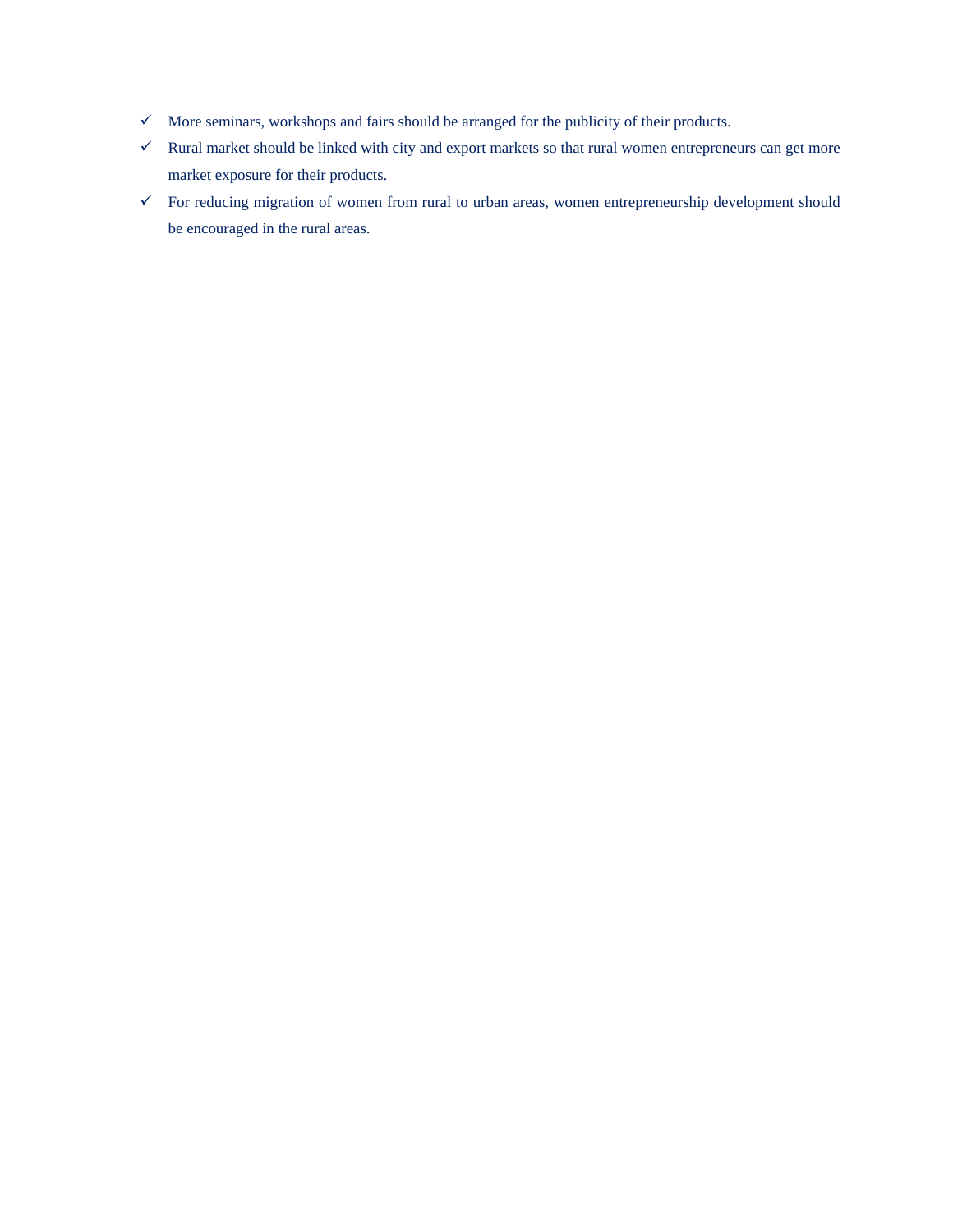- ✓ More seminars, workshops and fairs should be arranged for the publicity of their products.
- ✓ Rural market should be linked with city and export markets so that rural women entrepreneurs can get more market exposure for their products.
- ✓ For reducing migration of women from rural to urban areas, women entrepreneurship development should be encouraged in the rural areas.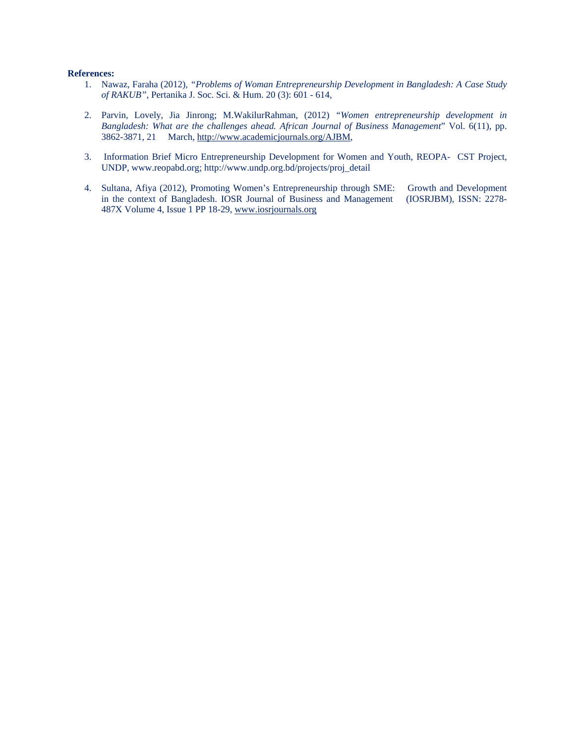**References:**

1. Nawaz, Faraha (2012), *"Problems of Woman Entrepreneurship Development in Bangladesh: A Case Study of RAKUB"*, Pertanika J. Soc. Sci. & Hum. 20 (3): 601 - 614,

2. Parvin, Lovely, Jia Jinrong; M.WakilurRahman, (2012) "*Women entrepreneurship development in Bangladesh: What are the challenges ahead. African Journal of Business Management*" Vol. 6(11), pp. 3862-3871, 21 March, http://www.academicjournals.org/AJBM,

3. Information Brief Micro Entrepreneurship Development for Women and Youth, REOPA- CST Project, UNDP, www.reopabd.org; http://www.undp.org.bd/projects/proj_detail

4. Sultana, Afiya (2012), Promoting Women's Entrepreneurship through SME: Growth and Development in the context of Bangladesh. IOSR Journal of Business and Management (IOSRJBM), ISSN: 2278-487X Volume 4, Issue 1 PP 18-29, www.iosrjournals.org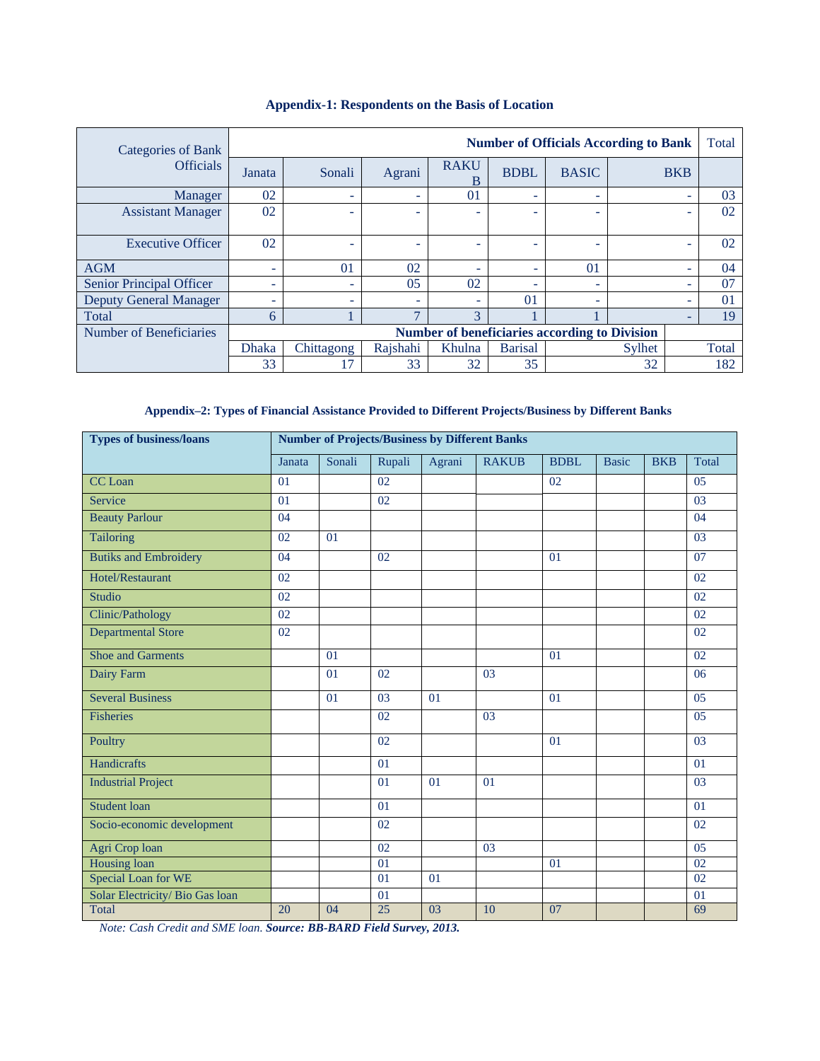**Appendix-1: Respondents on the Basis of Location**

| Categories of Bank Officials | Number of Officials According to Bank | | | | | | | Total |
|---|---|---|---|---|---|---|---|---|
| | Janata | Sonali | Agrani | RAKUB | BDBL | BASIC | BKB | |
| Manager | 02 | - | - | 01 | - | - | - | 03 |
| Assistant Manager | 02 | - | - | - | - | - | - | 02 |
| Executive Officer | 02 | - | - | - | - | - | - | 02 |
| AGM | - | 01 | 02 | - | - | 01 | - | 04 |
| Senior Principal Officer | - | - | 05 | 02 | - | - | - | 07 |
| Deputy General Manager | - | - | - | - | 01 | - | - | 01 |
| Total | 6 | 1 | 7 | 3 | 1 | 1 | - | 19 |
| Number of Beneficiaries | Number of beneficiaries according to Division | | | | | | | |
| | Dhaka | Chittagong | Rajshahi | Khulna | Barisal | Sylhet | | Total |
| | 33 | 17 | 33 | 32 | 35 | 32 | | 182 |

**Appendix–2: Types of Financial Assistance Provided to Different Projects/Business by Different Banks**

| Types of business/loans | Number of Projects/Business by Different Banks | | | | | | | | |
|---|---|---|---|---|---|---|---|---|---|
| | Janata | Sonali | Rupali | Agrani | RAKUB | BDBL | Basic | BKB | Total |
| CC Loan | 01 | | 02 | | | 02 | | | 05 |
| Service | 01 | | 02 | | | | | | 03 |
| Beauty Parlour | 04 | | | | | | | | 04 |
| Tailoring | 02 | 01 | | | | | | | 03 |
| Butiks and Embroidery | 04 | | 02 | | | 01 | | | 07 |
| Hotel/Restaurant | 02 | | | | | | | | 02 |
| Studio | 02 | | | | | | | | 02 |
| Clinic/Pathology | 02 | | | | | | | | 02 |
| Departmental Store | 02 | | | | | | | | 02 |
| Shoe and Garments | | 01 | | | | 01 | | | 02 |
| Dairy Farm | | 01 | 02 | | 03 | | | | 06 |
| Several Business | | 01 | 03 | 01 | | 01 | | | 05 |
| Fisheries | | | 02 | | 03 | | | | 05 |
| Poultry | | | 02 | | | 01 | | | 03 |
| Handicrafts | | | 01 | | | | | | 01 |
| Industrial Project | | | 01 | 01 | 01 | | | | 03 |
| Student loan | | | 01 | | | | | | 01 |
| Socio-economic development | | | 02 | | | | | | 02 |
| Agri Crop loan | | | 02 | | 03 | | | | 05 |
| Housing loan | | | 01 | | | 01 | | | 02 |
| Special Loan for WE | | | 01 | 01 | | | | | 02 |
| Solar Electricity/ Bio Gas loan | | | 01 | | | | | | 01 |
| Total | 20 | 04 | 25 | 03 | 10 | 07 | | | 69 |

*Note: Cash Credit and SME loan.* ***Source: BB-BARD Field Survey, 2013.***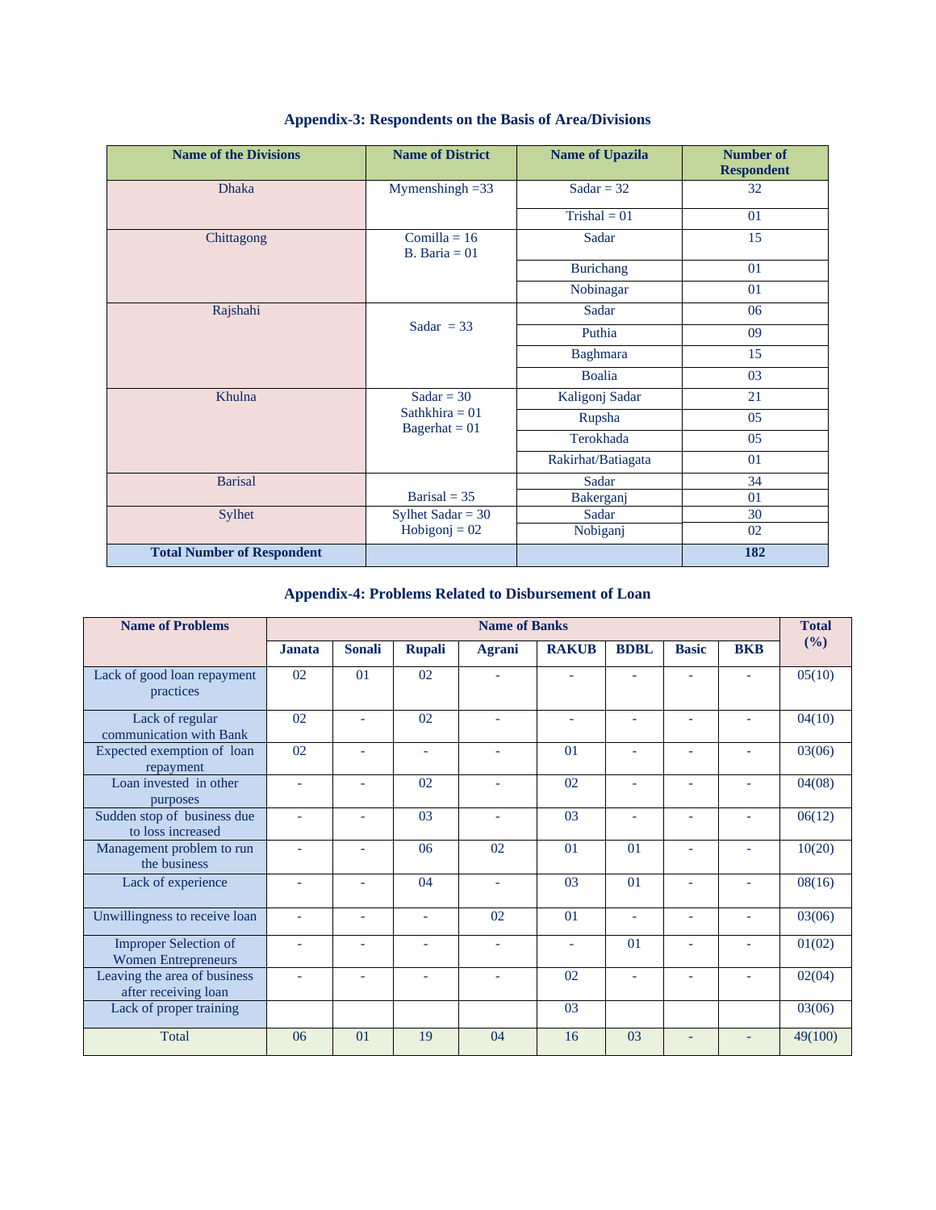## Appendix-3: Respondents on the Basis of Area/Divisions

| Name of the Divisions | Name of District | Name of Upazila | Number of Respondent |
|---|---|---|---|
| Dhaka | Mymenshingh =33 | Sadar = 32 | 32 |
| | | Trishal = 01 | 01 |
| Chittagong | Comilla = 16<br>B. Baria = 01 | Sadar | 15 |
| | | Burichang | 01 |
| | | Nobinagar | 01 |
| Rajshahi | Sadar = 33 | Sadar | 06 |
| | | Puthia | 09 |
| | | Baghmara | 15 |
| | | Boalia | 03 |
| Khulna | Sadar = 30<br>Sathkhira = 01<br>Bagerhat = 01 | Kaligonj Sadar | 21 |
| | | Rupsha | 05 |
| | | Terokhada | 05 |
| | | Rakirhat/Batiagata | 01 |
| Barisal | Barisal = 35 | Sadar | 34 |
| | | Bakerganj | 01 |
| Sylhet | Sylhet Sadar = 30<br>Hobigonj = 02 | Sadar | 30 |
| | | Nobiganj | 02 |
| **Total Number of Respondent** | | | **182** |

## Appendix-4: Problems Related to Disbursement of Loan

| Name of Problems | Name of Banks | | | | | | | | Total (%) |
|---|---|---|---|---|---|---|---|---|---|
| | Janata | Sonali | Rupali | Agrani | RAKUB | BDBL | Basic | BKB | |
| Lack of good loan repayment practices | 02 | 01 | 02 | - | - | - | - | - | 05(10) |
| Lack of regular communication with Bank | 02 | - | 02 | - | - | - | - | - | 04(10) |
| Expected exemption of loan repayment | 02 | - | - | - | 01 | - | - | - | 03(06) |
| Loan invested in other purposes | - | - | 02 | - | 02 | - | - | - | 04(08) |
| Sudden stop of business due to loss increased | - | - | 03 | - | 03 | - | - | - | 06(12) |
| Management problem to run the business | - | - | 06 | 02 | 01 | 01 | - | - | 10(20) |
| Lack of experience | - | - | 04 | - | 03 | 01 | - | - | 08(16) |
| Unwillingness to receive loan | - | - | - | 02 | 01 | - | - | - | 03(06) |
| Improper Selection of Women Entrepreneurs | - | - | - | - | - | 01 | - | - | 01(02) |
| Leaving the area of business after receiving loan | - | - | - | - | 02 | - | - | - | 02(04) |
| Lack of proper training | | | | | 03 | | | | 03(06) |
| Total | 06 | 01 | 19 | 04 | 16 | 03 | - | - | 49(100) |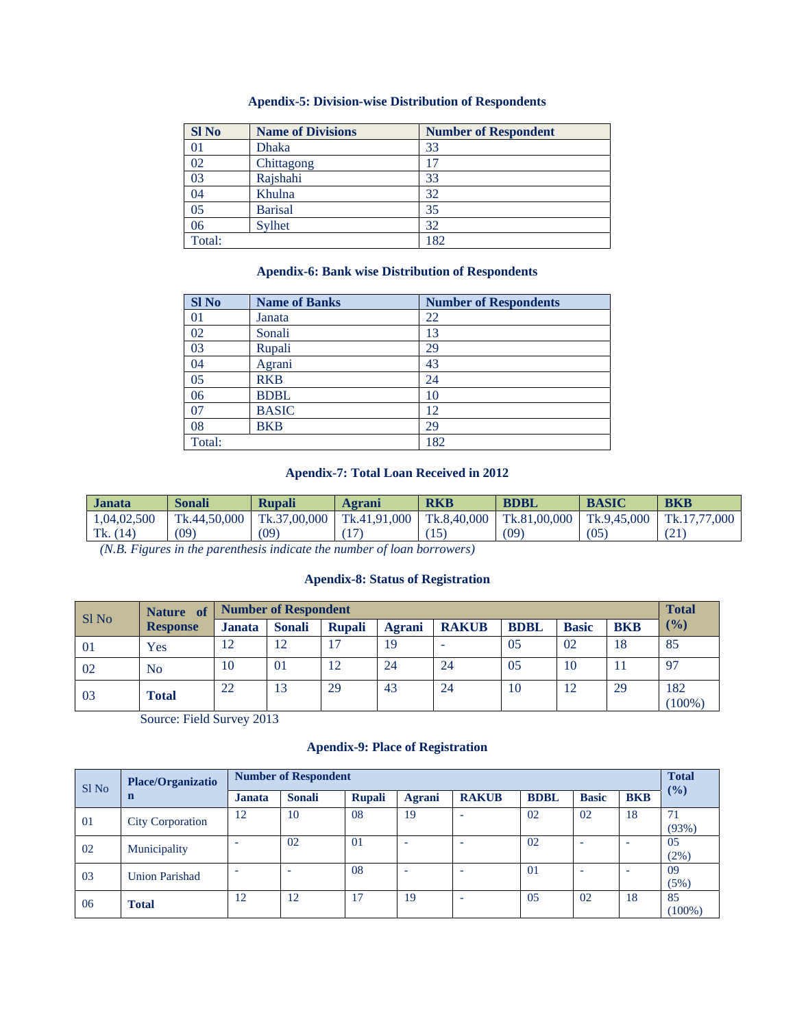### Apendix-5: Division-wise Distribution of Respondents

| Sl No | Name of Divisions | Number of Respondent |
|---|---|---|
| 01 | Dhaka | 33 |
| 02 | Chittagong | 17 |
| 03 | Rajshahi | 33 |
| 04 | Khulna | 32 |
| 05 | Barisal | 35 |
| 06 | Sylhet | 32 |
| Total: | | 182 |

### Apendix-6: Bank wise Distribution of Respondents

| Sl No | Name of Banks | Number of Respondents |
|---|---|---|
| 01 | Janata | 22 |
| 02 | Sonali | 13 |
| 03 | Rupali | 29 |
| 04 | Agrani | 43 |
| 05 | RKB | 24 |
| 06 | BDBL | 10 |
| 07 | BASIC | 12 |
| 08 | BKB | 29 |
| Total: | | 182 |

### Apendix-7: Total Loan Received in 2012

| Janata | Sonali | Rupali | Agrani | RKB | BDBL | BASIC | BKB |
|---|---|---|---|---|---|---|---|
| 1,04,02,500 Tk. (14) | Tk.44,50,000 (09) | Tk.37,00,000 (09) | Tk.41,91,000 (17) | Tk.8,40,000 (15) | Tk.81,00,000 (09) | Tk.9,45,000 (05) | Tk.17,77,000 (21) |

*(N.B. Figures in the parenthesis indicate the number of loan borrowers)*

### Apendix-8: Status of Registration

| Sl No | Nature of Response | Number of Respondent | | | | | | | | Total (%) |
|---|---|---|---|---|---|---|---|---|---|---|
| | | Janata | Sonali | Rupali | Agrani | RAKUB | BDBL | Basic | BKB | |
| 01 | Yes | 12 | 12 | 17 | 19 | - | 05 | 02 | 18 | 85 |
| 02 | No | 10 | 01 | 12 | 24 | 24 | 05 | 10 | 11 | 97 |
| 03 | **Total** | 22 | 13 | 29 | 43 | 24 | 10 | 12 | 29 | 182 (100%) |

Source: Field Survey 2013

### Apendix-9: Place of Registration

| Sl No | Place/Organization | Number of Respondent | | | | | | | | Total (%) |
|---|---|---|---|---|---|---|---|---|---|---|
| | | Janata | Sonali | Rupali | Agrani | RAKUB | BDBL | Basic | BKB | |
| 01 | City Corporation | 12 | 10 | 08 | 19 | - | 02 | 02 | 18 | 71 (93%) |
| 02 | Municipality | - | 02 | 01 | - | - | 02 | - | - | 05 (2%) |
| 03 | Union Parishad | - | - | 08 | - | - | 01 | - | - | 09 (5%) |
| 06 | **Total** | 12 | 12 | 17 | 19 | - | 05 | 02 | 18 | 85 (100%) |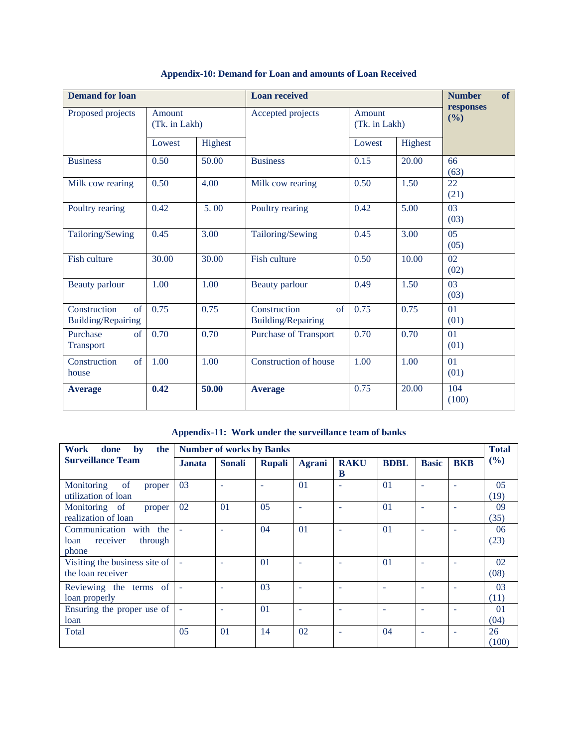**Appendix-10: Demand for Loan and amounts of Loan Received**

| Demand for loan | | | Loan received | | | Number of responses (%) |
|---|---|---|---|---|---|---|
| Proposed projects | Amount (Tk. in Lakh) | | Accepted projects | Amount (Tk. in Lakh) | | |
| | Lowest | Highest | | Lowest | Highest | |
| Business | 0.50 | 50.00 | Business | 0.15 | 20.00 | 66 (63) |
| Milk cow rearing | 0.50 | 4.00 | Milk cow rearing | 0.50 | 1.50 | 22 (21) |
| Poultry rearing | 0.42 | 5. 00 | Poultry rearing | 0.42 | 5.00 | 03 (03) |
| Tailoring/Sewing | 0.45 | 3.00 | Tailoring/Sewing | 0.45 | 3.00 | 05 (05) |
| Fish culture | 30.00 | 30.00 | Fish culture | 0.50 | 10.00 | 02 (02) |
| Beauty parlour | 1.00 | 1.00 | Beauty parlour | 0.49 | 1.50 | 03 (03) |
| Construction of Building/Repairing | 0.75 | 0.75 | Construction of Building/Repairing | 0.75 | 0.75 | 01 (01) |
| Purchase of Transport | 0.70 | 0.70 | Purchase of Transport | 0.70 | 0.70 | 01 (01) |
| Construction of house | 1.00 | 1.00 | Construction of house | 1.00 | 1.00 | 01 (01) |
| **Average** | **0.42** | **50.00** | **Average** | 0.75 | 20.00 | 104 (100) |

**Appendix-11: Work under the surveillance team of banks**

| Work done by the Surveillance Team | Number of works by Banks | | | | | | | | Total (%) |
|---|---|---|---|---|---|---|---|---|---|
| | Janata | Sonali | Rupali | Agrani | RAKUB | BDBL | Basic | BKB | |
| Monitoring of proper utilization of loan | 03 | - | - | 01 | - | 01 | - | - | 05 (19) |
| Monitoring of proper realization of loan | 02 | 01 | 05 | - | - | 01 | - | - | 09 (35) |
| Communication with the loan receiver through phone | - | - | 04 | 01 | - | 01 | - | - | 06 (23) |
| Visiting the business site of the loan receiver | - | - | 01 | - | - | 01 | - | - | 02 (08) |
| Reviewing the terms of loan properly | - | - | 03 | - | - | - | - | - | 03 (11) |
| Ensuring the proper use of loan | - | - | 01 | - | - | - | - | - | 01 (04) |
| Total | 05 | 01 | 14 | 02 | - | 04 | - | - | 26 (100) |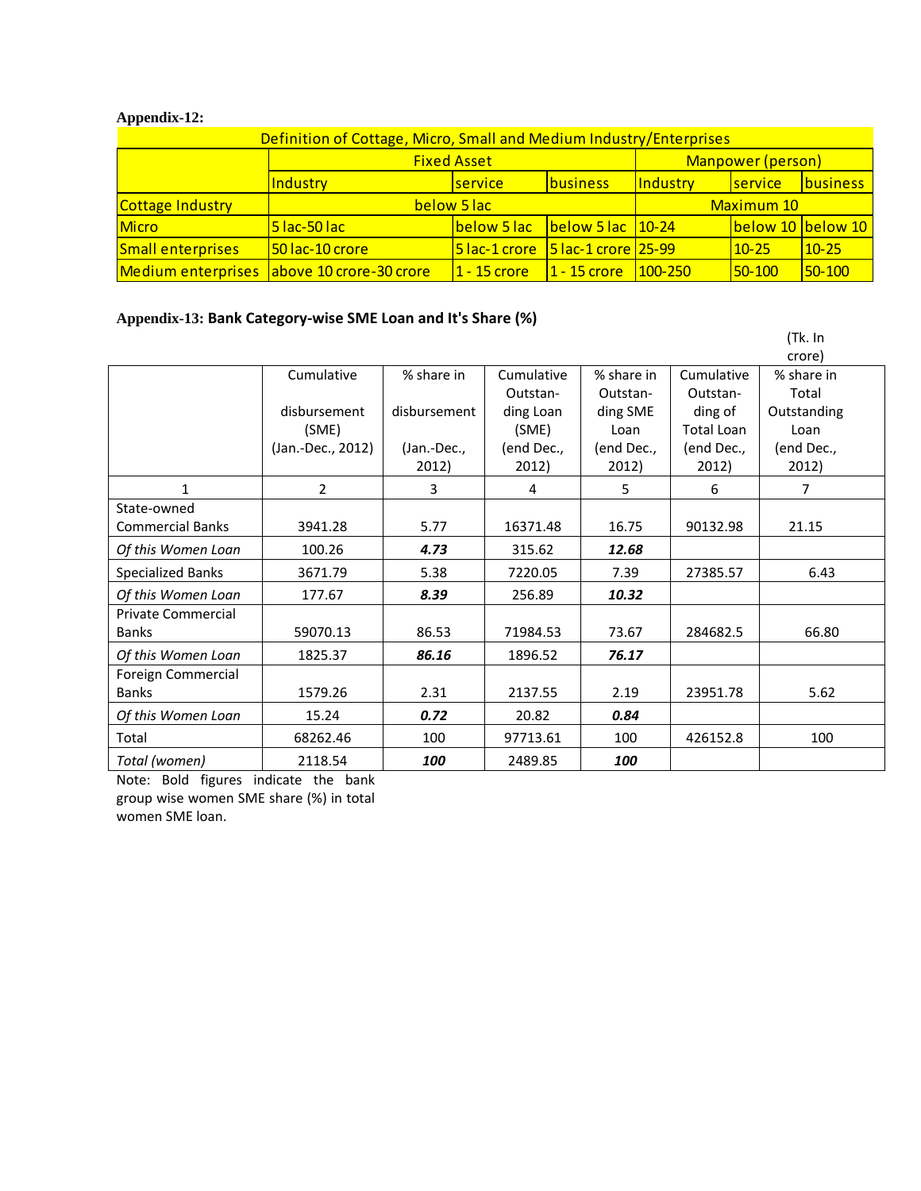**Appendix-12:**

| Definition of Cottage, Micro, Small and Medium Industry/Enterprises | | | | | | |
|---|---|---|---|---|---|---|
| | Fixed Asset | | | Manpower (person) | | |
| | Industry | service | business | Industry | service | business |
| Cottage Industry | below 5 lac | | | Maximum 10 | | |
| Micro | 5 lac-50 lac | below 5 lac | below 5 lac | 10-24 | below 10 | below 10 |
| Small enterprises | 50 lac-10 crore | 5 lac-1 crore | 5 lac-1 crore | 25-99 | 10-25 | 10-25 |
| Medium enterprises | above 10 crore-30 crore | 1 - 15 crore | 1 - 15 crore | 100-250 | 50-100 | 50-100 |

**Appendix-13: Bank Category-wise SME Loan and It's Share (%)**

(Tk. In crore)

| | Cumulative disbursement (SME) (Jan.-Dec., 2012) | % share in disbursement (Jan.-Dec., 2012) | Cumulative Outstanding Loan (SME) (end Dec., 2012) | % share in Outstanding SME Loan (end Dec., 2012) | Cumulative Outstanding of Total Loan (end Dec., 2012) | % share in Total Outstanding Loan (end Dec., 2012) |
|---|---|---|---|---|---|---|
| 1 | 2 | 3 | 4 | 5 | 6 | 7 |
| State-owned Commercial Banks | 3941.28 | 5.77 | 16371.48 | 16.75 | 90132.98 | 21.15 |
| *Of this Women Loan* | 100.26 | ***4.73*** | 315.62 | ***12.68*** | | |
| Specialized Banks | 3671.79 | 5.38 | 7220.05 | 7.39 | 27385.57 | 6.43 |
| *Of this Women Loan* | 177.67 | ***8.39*** | 256.89 | ***10.32*** | | |
| Private Commercial Banks | 59070.13 | 86.53 | 71984.53 | 73.67 | 284682.5 | 66.80 |
| *Of this Women Loan* | 1825.37 | ***86.16*** | 1896.52 | ***76.17*** | | |
| Foreign Commercial Banks | 1579.26 | 2.31 | 2137.55 | 2.19 | 23951.78 | 5.62 |
| *Of this Women Loan* | 15.24 | ***0.72*** | 20.82 | ***0.84*** | | |
| Total | 68262.46 | 100 | 97713.61 | 100 | 426152.8 | 100 |
| *Total (women)* | 2118.54 | ***100*** | 2489.85 | ***100*** | | |

Note: Bold figures indicate the bank group wise women SME share (%) in total women SME loan.